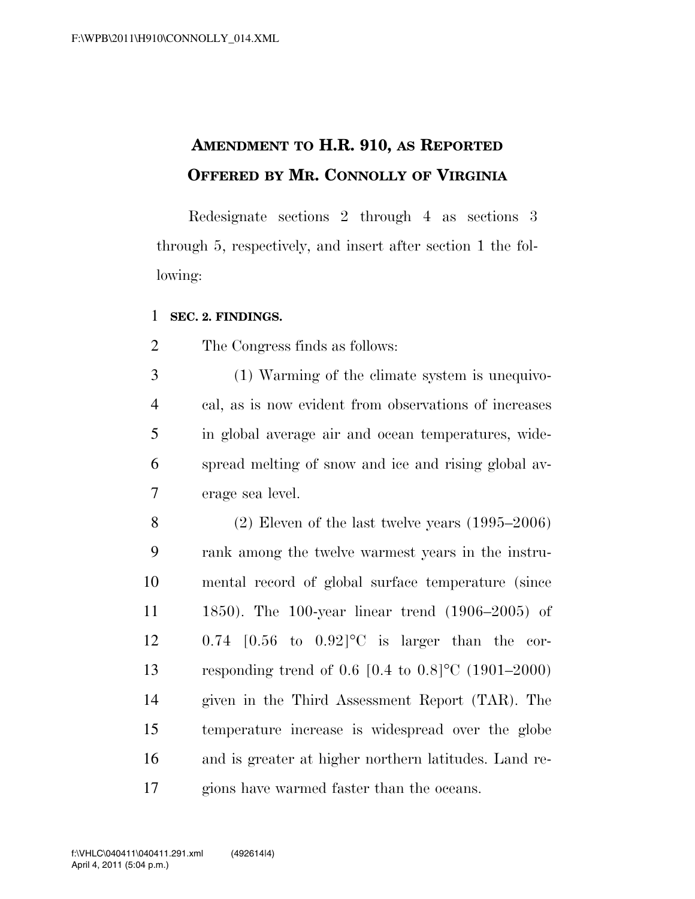## AMENDMENT TO H.R. 910, AS REPORTED OFFERED BY MR. CONNOLLY OF VIRGINIA

Redesignate sections 2 through 4 as sections 3 through 5, respectively, and insert after section 1 the following:

**SEC. 2. FINDINGS.**

The Congress finds as follows:

(1) Warming of the climate system is unequivocal, as is now evident from observations of increases in global average air and ocean temperatures, widespread melting of snow and ice and rising global average sea level.

(2) Eleven of the last twelve years (1995–2006) rank among the twelve warmest years in the instrumental record of global surface temperature (since 1850). The 100-year linear trend (1906–2005) of 0.74 [0.56 to 0.92]°C is larger than the corresponding trend of 0.6 [0.4 to 0.8]°C (1901–2000) given in the Third Assessment Report (TAR). The temperature increase is widespread over the globe and is greater at higher northern latitudes. Land regions have warmed faster than the oceans.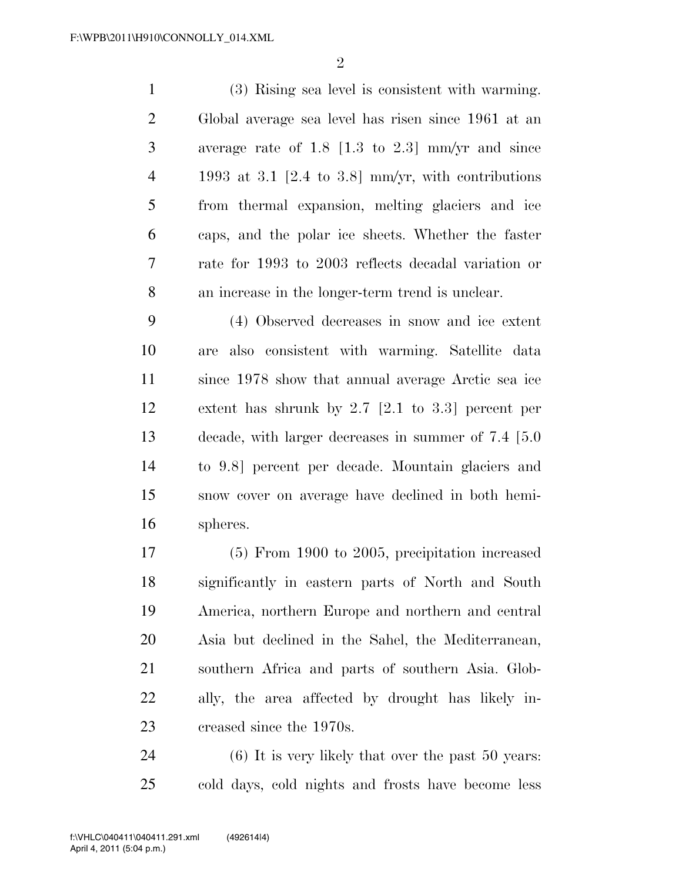(3) Rising sea level is consistent with warming. Global average sea level has risen since 1961 at an average rate of 1.8 [1.3 to 2.3] mm/yr and since 1993 at 3.1 [2.4 to 3.8] mm/yr, with contributions from thermal expansion, melting glaciers and ice caps, and the polar ice sheets. Whether the faster rate for 1993 to 2003 reflects decadal variation or an increase in the longer-term trend is unclear.

(4) Observed decreases in snow and ice extent are also consistent with warming. Satellite data since 1978 show that annual average Arctic sea ice extent has shrunk by 2.7 [2.1 to 3.3] percent per decade, with larger decreases in summer of 7.4 [5.0 to 9.8] percent per decade. Mountain glaciers and snow cover on average have declined in both hemispheres.

(5) From 1900 to 2005, precipitation increased significantly in eastern parts of North and South America, northern Europe and northern and central Asia but declined in the Sahel, the Mediterranean, southern Africa and parts of southern Asia. Globally, the area affected by drought has likely increased since the 1970s.

(6) It is very likely that over the past 50 years: cold days, cold nights and frosts have become less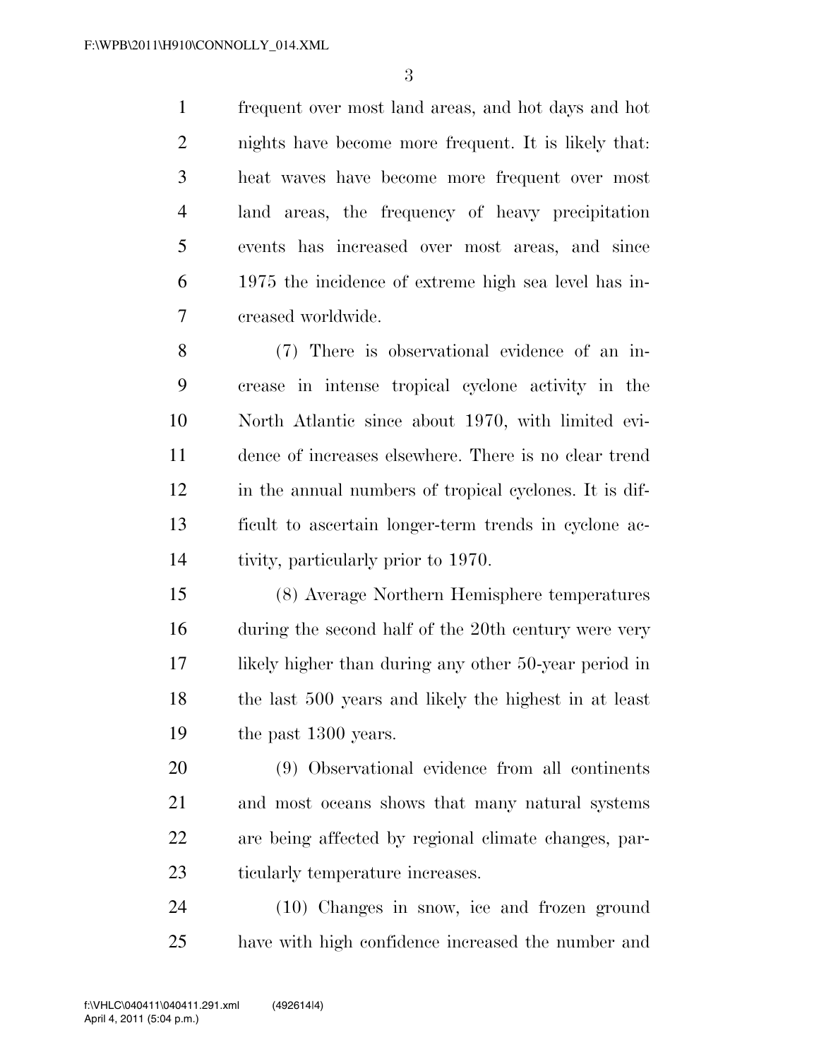frequent over most land areas, and hot days and hot nights have become more frequent. It is likely that: heat waves have become more frequent over most land areas, the frequency of heavy precipitation events has increased over most areas, and since 1975 the incidence of extreme high sea level has increased worldwide.

(7) There is observational evidence of an increase in intense tropical cyclone activity in the North Atlantic since about 1970, with limited evidence of increases elsewhere. There is no clear trend in the annual numbers of tropical cyclones. It is difficult to ascertain longer-term trends in cyclone activity, particularly prior to 1970.

(8) Average Northern Hemisphere temperatures during the second half of the 20th century were very likely higher than during any other 50-year period in the last 500 years and likely the highest in at least the past 1300 years.

(9) Observational evidence from all continents and most oceans shows that many natural systems are being affected by regional climate changes, particularly temperature increases.

(10) Changes in snow, ice and frozen ground have with high confidence increased the number and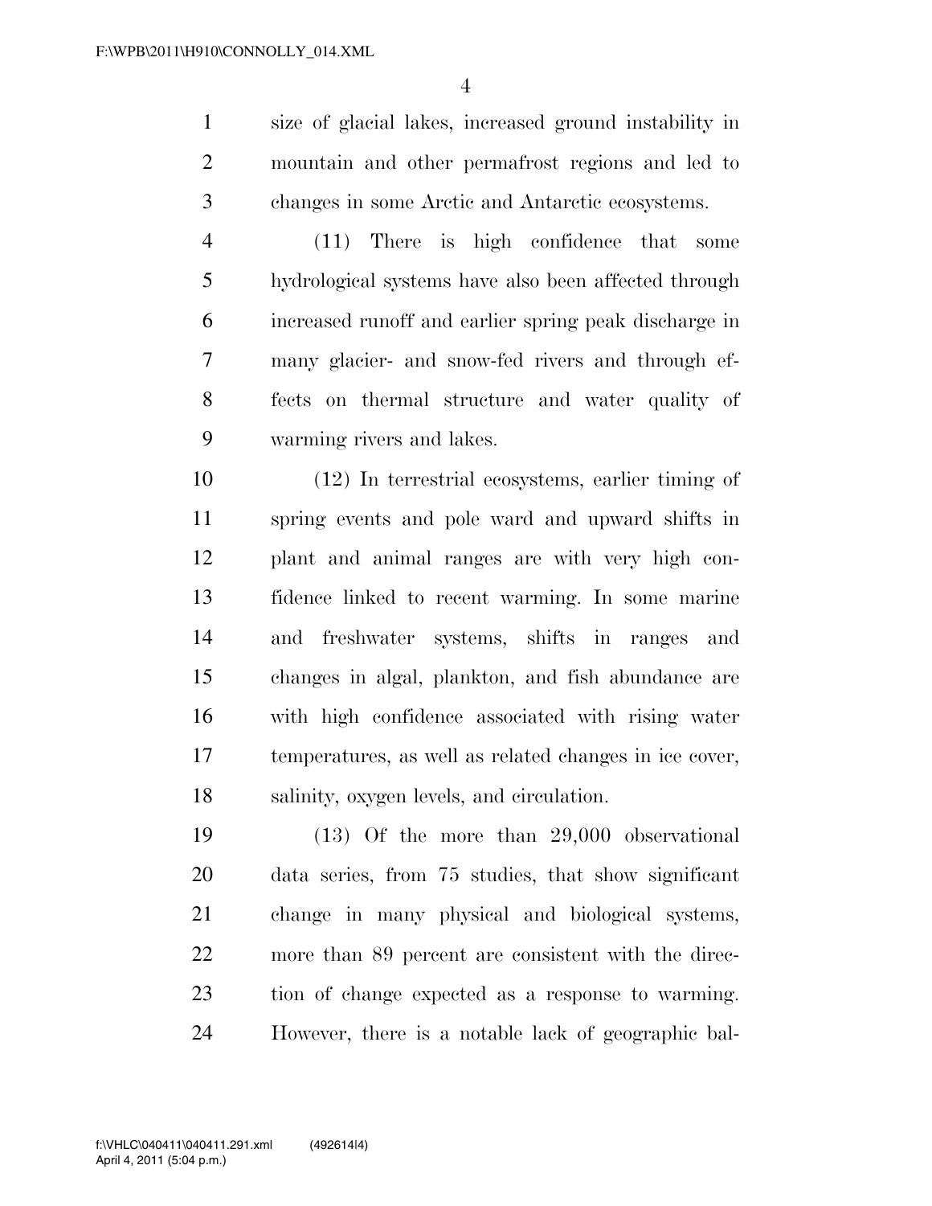size of glacial lakes, increased ground instability in mountain and other permafrost regions and led to changes in some Arctic and Antarctic ecosystems.

(11) There is high confidence that some hydrological systems have also been affected through increased runoff and earlier spring peak discharge in many glacier- and snow-fed rivers and through effects on thermal structure and water quality of warming rivers and lakes.

(12) In terrestrial ecosystems, earlier timing of spring events and pole ward and upward shifts in plant and animal ranges are with very high confidence linked to recent warming. In some marine and freshwater systems, shifts in ranges and changes in algal, plankton, and fish abundance are with high confidence associated with rising water temperatures, as well as related changes in ice cover, salinity, oxygen levels, and circulation.

(13) Of the more than 29,000 observational data series, from 75 studies, that show significant change in many physical and biological systems, more than 89 percent are consistent with the direction of change expected as a response to warming. However, there is a notable lack of geographic bal-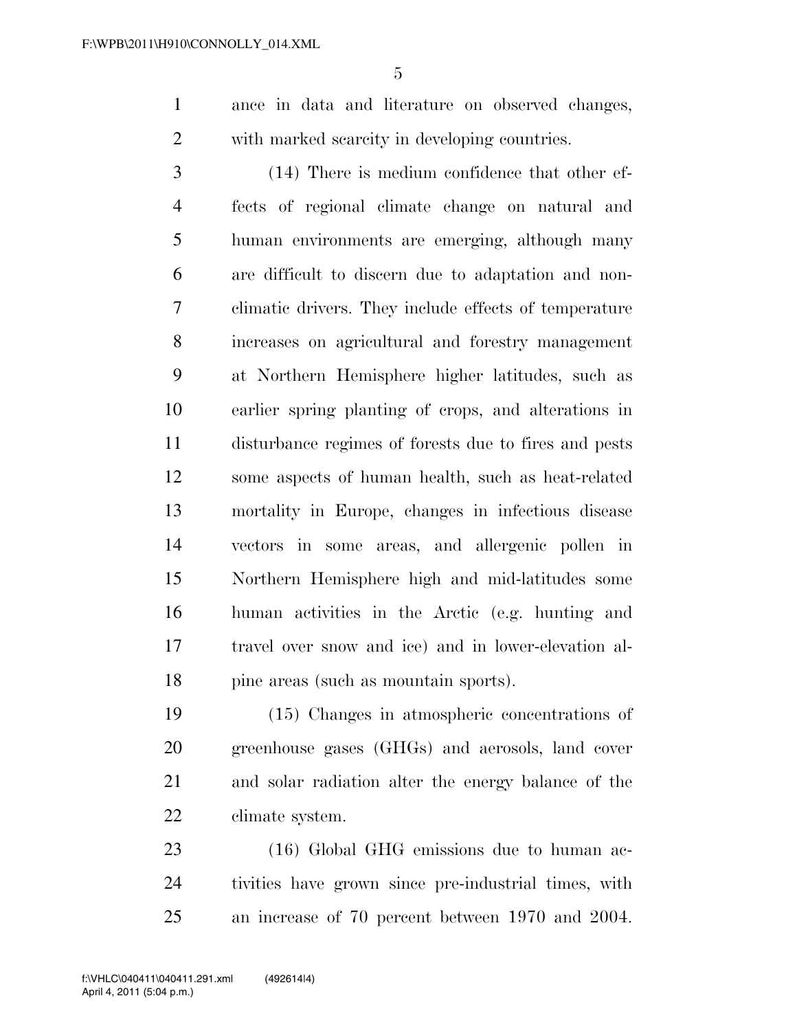ance in data and literature on observed changes, with marked scarcity in developing countries.

(14) There is medium confidence that other effects of regional climate change on natural and human environments are emerging, although many are difficult to discern due to adaptation and non-climatic drivers. They include effects of temperature increases on agricultural and forestry management at Northern Hemisphere higher latitudes, such as earlier spring planting of crops, and alterations in disturbance regimes of forests due to fires and pests some aspects of human health, such as heat-related mortality in Europe, changes in infectious disease vectors in some areas, and allergenic pollen in Northern Hemisphere high and mid-latitudes some human activities in the Arctic (e.g. hunting and travel over snow and ice) and in lower-elevation alpine areas (such as mountain sports).

(15) Changes in atmospheric concentrations of greenhouse gases (GHGs) and aerosols, land cover and solar radiation alter the energy balance of the climate system.

(16) Global GHG emissions due to human activities have grown since pre-industrial times, with an increase of 70 percent between 1970 and 2004.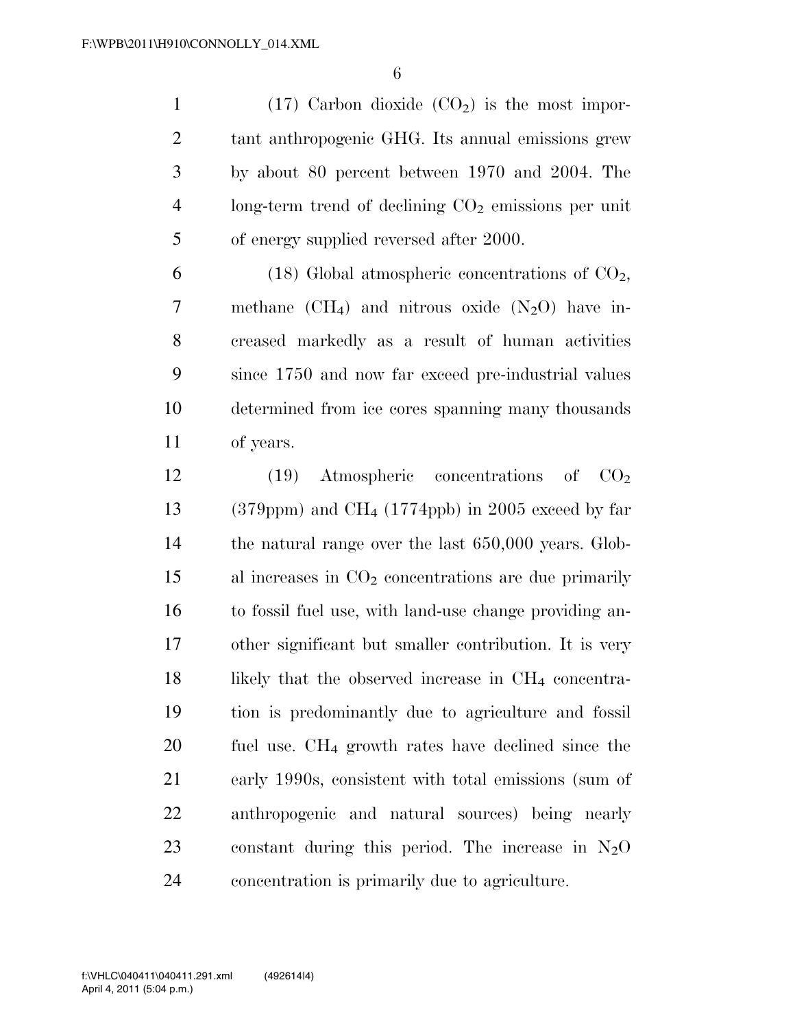(17) Carbon dioxide ($CO_2$) is the most important anthropogenic GHG. Its annual emissions grew by about 80 percent between 1970 and 2004. The long-term trend of declining $CO_2$ emissions per unit of energy supplied reversed after 2000.

(18) Global atmospheric concentrations of $CO_2$, methane ($CH_4$) and nitrous oxide ($N_2O$) have increased markedly as a result of human activities since 1750 and now far exceed pre-industrial values determined from ice cores spanning many thousands of years.

(19) Atmospheric concentrations of $CO_2$ (379ppm) and $CH_4$ (1774ppb) in 2005 exceed by far the natural range over the last 650,000 years. Global increases in $CO_2$ concentrations are due primarily to fossil fuel use, with land-use change providing another significant but smaller contribution. It is very likely that the observed increase in $CH_4$ concentration is predominantly due to agriculture and fossil fuel use. $CH_4$ growth rates have declined since the early 1990s, consistent with total emissions (sum of anthropogenic and natural sources) being nearly constant during this period. The increase in $N_2O$ concentration is primarily due to agriculture.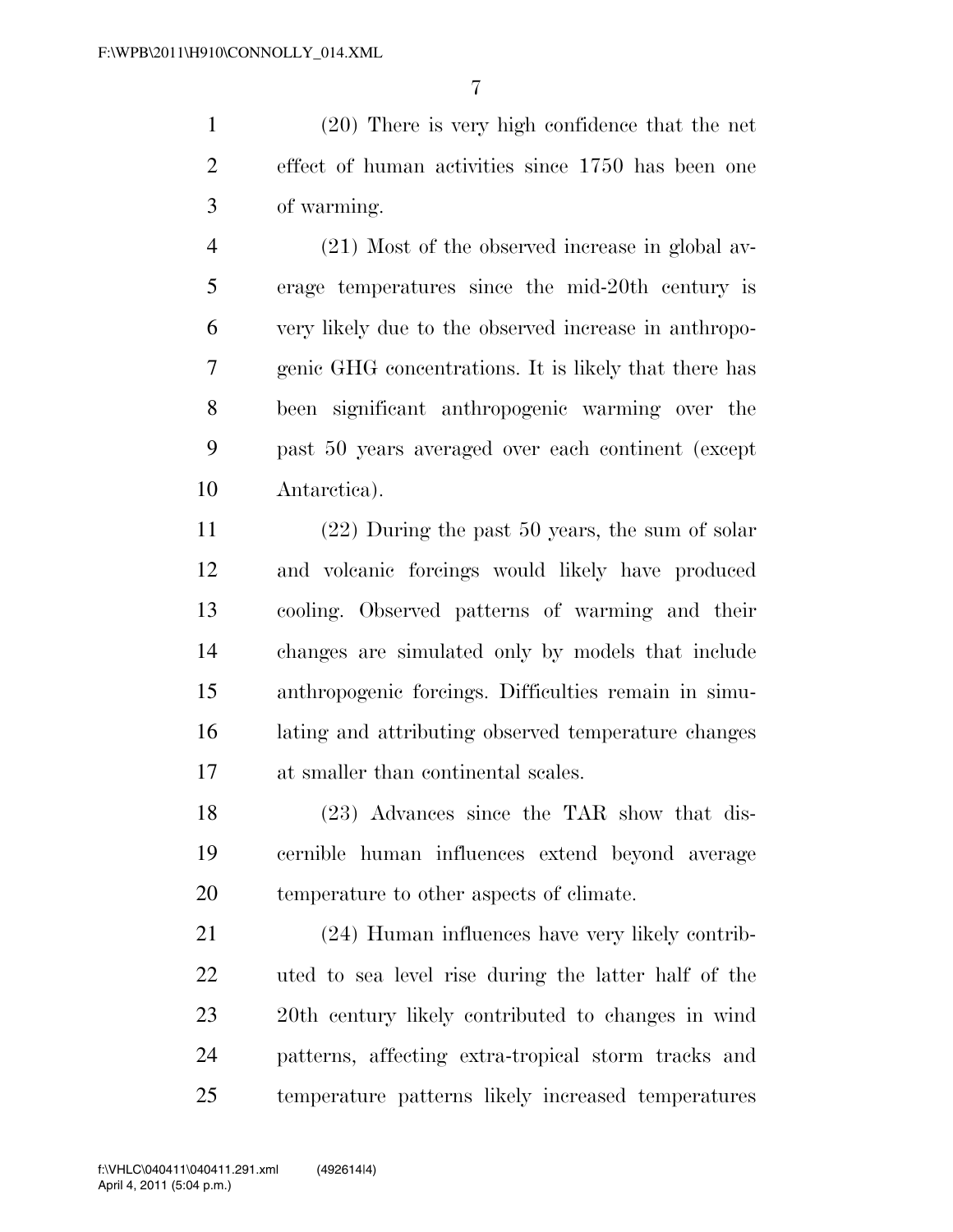(20) There is very high confidence that the net effect of human activities since 1750 has been one of warming.

(21) Most of the observed increase in global average temperatures since the mid-20th century is very likely due to the observed increase in anthropogenic GHG concentrations. It is likely that there has been significant anthropogenic warming over the past 50 years averaged over each continent (except Antarctica).

(22) During the past 50 years, the sum of solar and volcanic forcings would likely have produced cooling. Observed patterns of warming and their changes are simulated only by models that include anthropogenic forcings. Difficulties remain in simulating and attributing observed temperature changes at smaller than continental scales.

(23) Advances since the TAR show that discernible human influences extend beyond average temperature to other aspects of climate.

(24) Human influences have very likely contributed to sea level rise during the latter half of the 20th century likely contributed to changes in wind patterns, affecting extra-tropical storm tracks and temperature patterns likely increased temperatures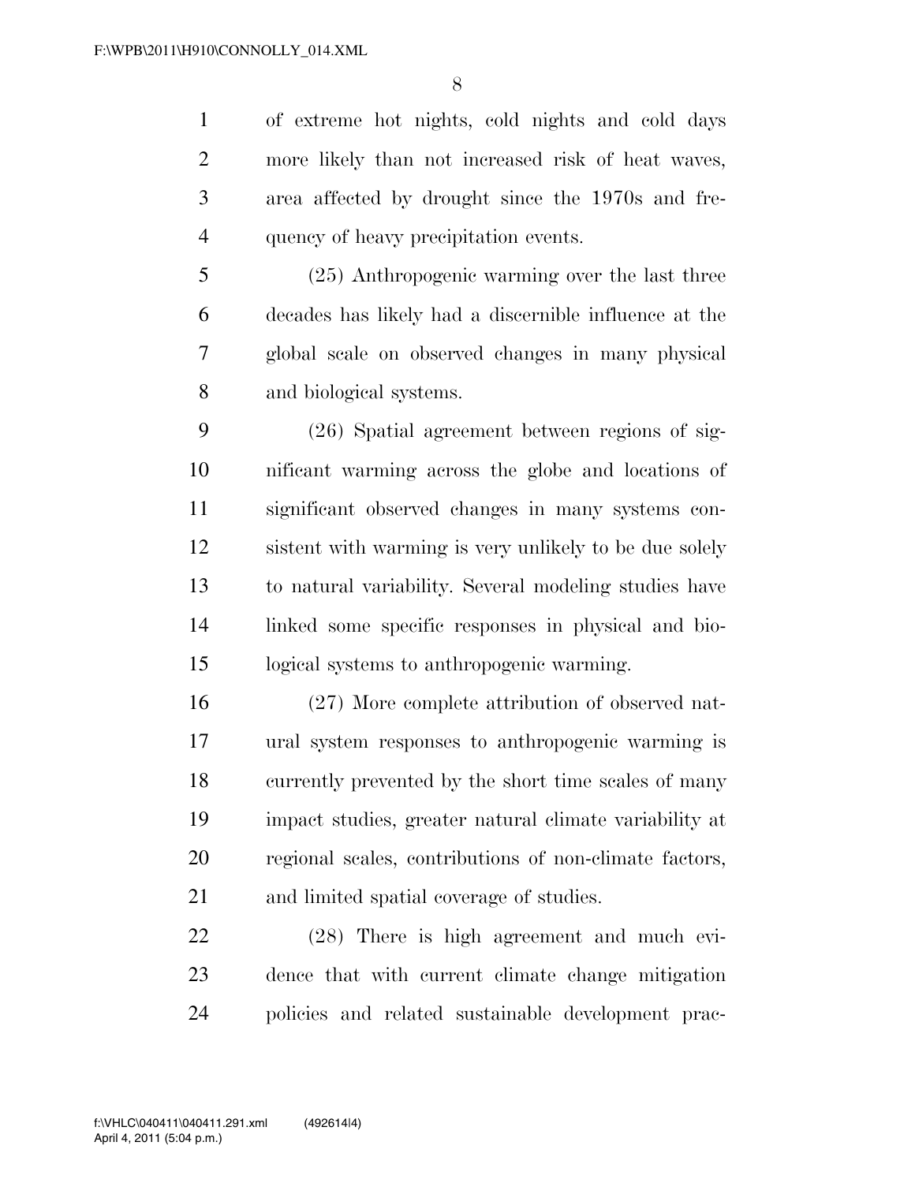of extreme hot nights, cold nights and cold days more likely than not increased risk of heat waves, area affected by drought since the 1970s and frequency of heavy precipitation events.

(25) Anthropogenic warming over the last three decades has likely had a discernible influence at the global scale on observed changes in many physical and biological systems.

(26) Spatial agreement between regions of significant warming across the globe and locations of significant observed changes in many systems consistent with warming is very unlikely to be due solely to natural variability. Several modeling studies have linked some specific responses in physical and biological systems to anthropogenic warming.

(27) More complete attribution of observed natural system responses to anthropogenic warming is currently prevented by the short time scales of many impact studies, greater natural climate variability at regional scales, contributions of non-climate factors, and limited spatial coverage of studies.

(28) There is high agreement and much evidence that with current climate change mitigation policies and related sustainable development prac-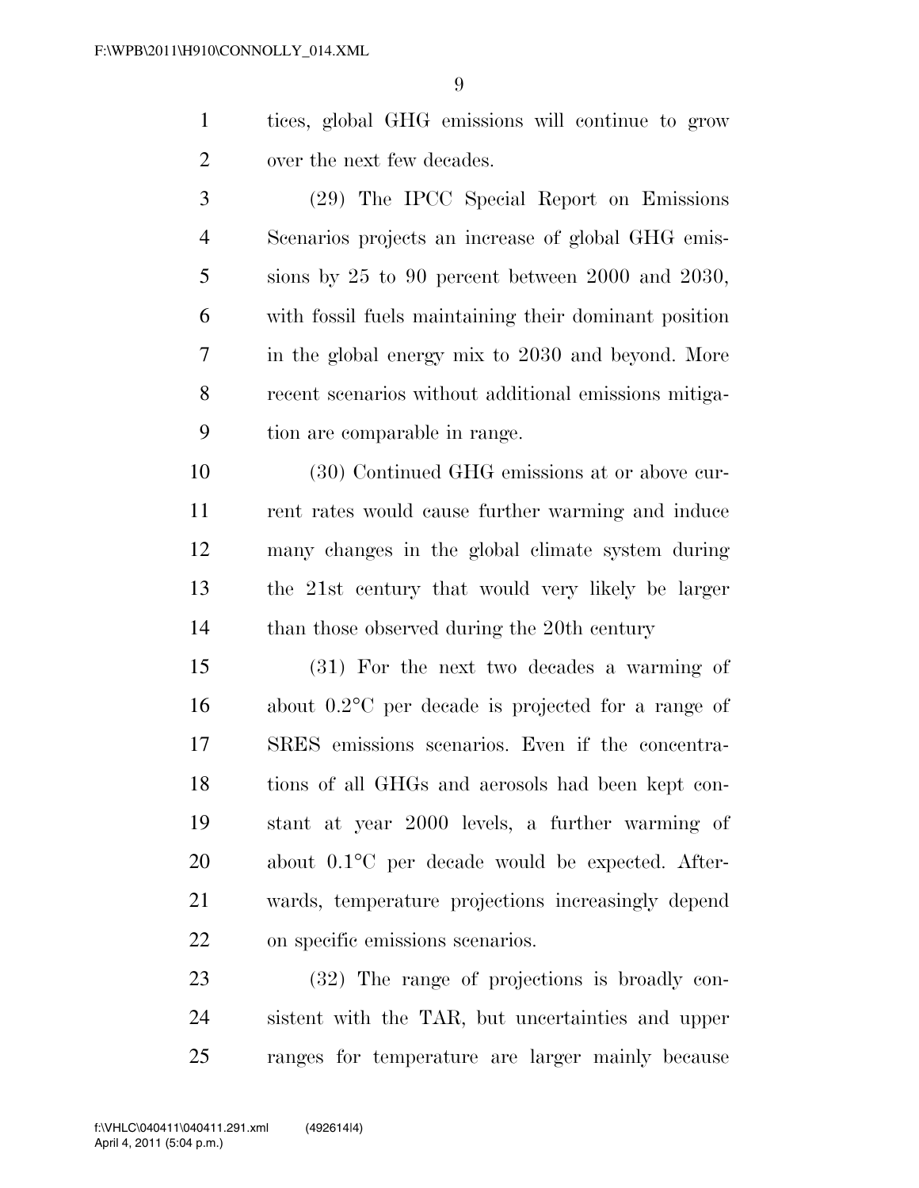tices, global GHG emissions will continue to grow over the next few decades.

(29) The IPCC Special Report on Emissions Scenarios projects an increase of global GHG emissions by 25 to 90 percent between 2000 and 2030, with fossil fuels maintaining their dominant position in the global energy mix to 2030 and beyond. More recent scenarios without additional emissions mitigation are comparable in range.

(30) Continued GHG emissions at or above current rates would cause further warming and induce many changes in the global climate system during the 21st century that would very likely be larger than those observed during the 20th century

(31) For the next two decades a warming of about 0.2°C per decade is projected for a range of SRES emissions scenarios. Even if the concentrations of all GHGs and aerosols had been kept constant at year 2000 levels, a further warming of about 0.1°C per decade would be expected. Afterwards, temperature projections increasingly depend on specific emissions scenarios.

(32) The range of projections is broadly consistent with the TAR, but uncertainties and upper ranges for temperature are larger mainly because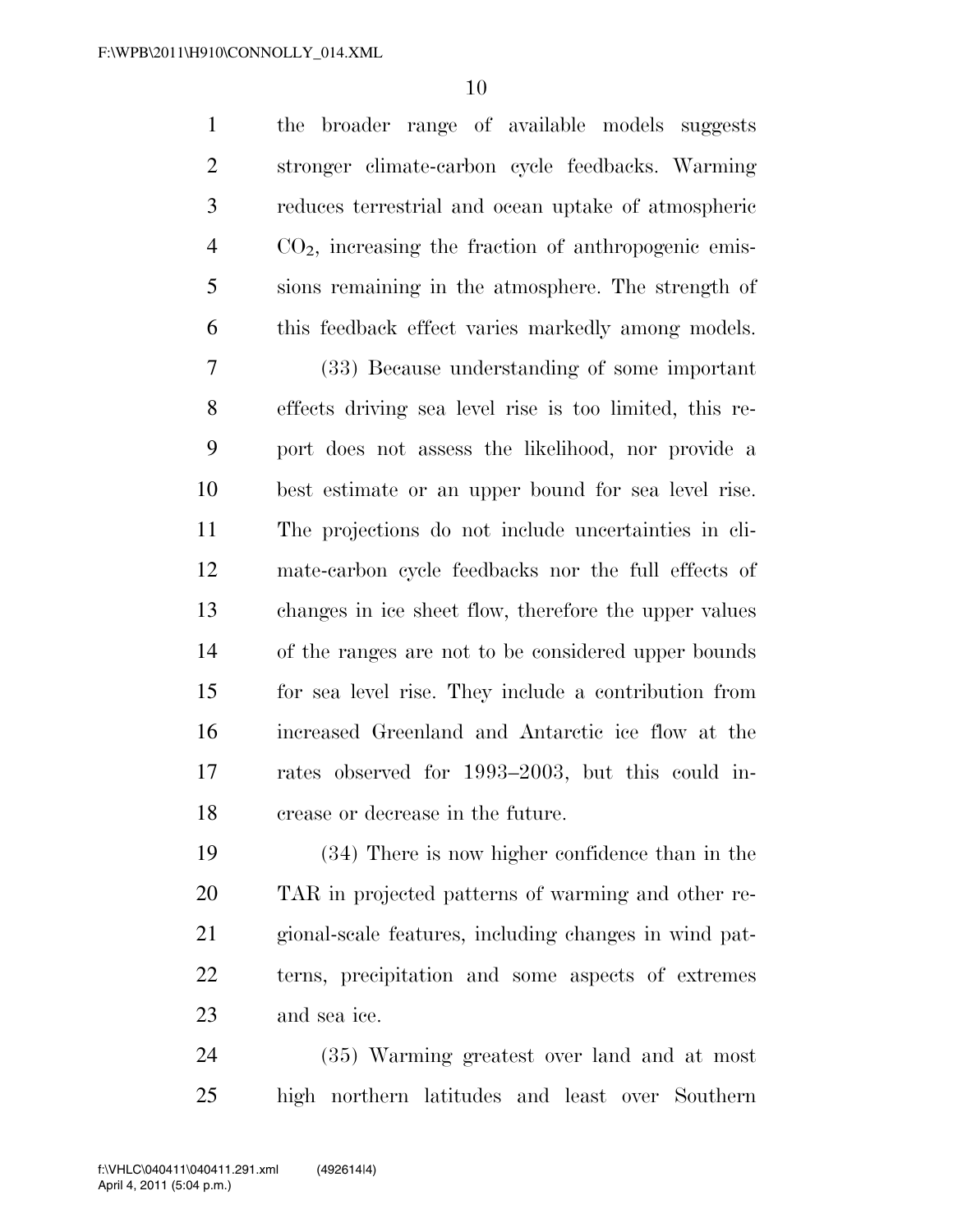the broader range of available models suggests stronger climate-carbon cycle feedbacks. Warming reduces terrestrial and ocean uptake of atmospheric $CO_2$, increasing the fraction of anthropogenic emissions remaining in the atmosphere. The strength of this feedback effect varies markedly among models.

(33) Because understanding of some important effects driving sea level rise is too limited, this report does not assess the likelihood, nor provide a best estimate or an upper bound for sea level rise. The projections do not include uncertainties in climate-carbon cycle feedbacks nor the full effects of changes in ice sheet flow, therefore the upper values of the ranges are not to be considered upper bounds for sea level rise. They include a contribution from increased Greenland and Antarctic ice flow at the rates observed for 1993–2003, but this could increase or decrease in the future.

(34) There is now higher confidence than in the TAR in projected patterns of warming and other regional-scale features, including changes in wind patterns, precipitation and some aspects of extremes and sea ice.

(35) Warming greatest over land and at most high northern latitudes and least over Southern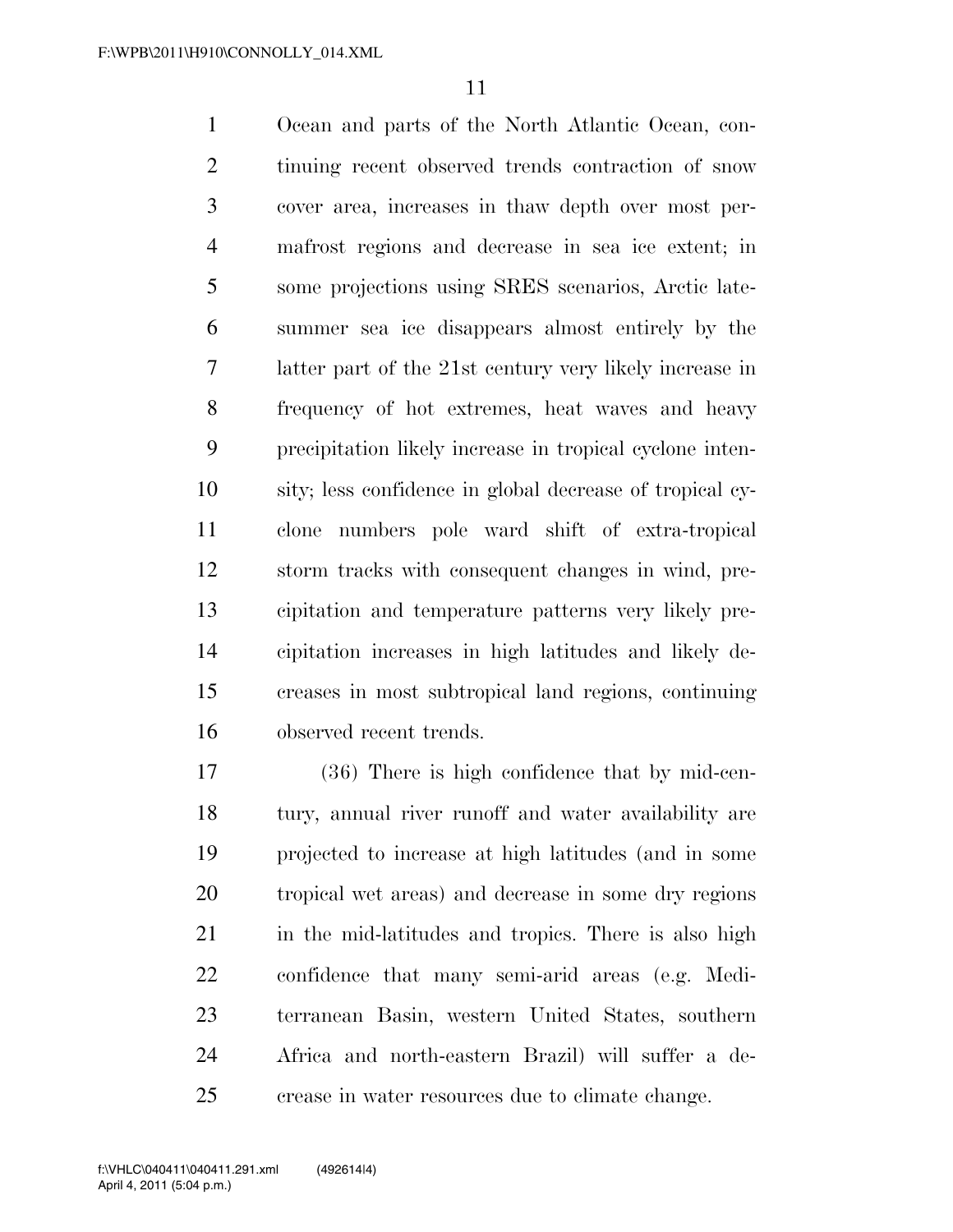Ocean and parts of the North Atlantic Ocean, continuing recent observed trends contraction of snow cover area, increases in thaw depth over most permafrost regions and decrease in sea ice extent; in some projections using SRES scenarios, Arctic late-summer sea ice disappears almost entirely by the latter part of the 21st century very likely increase in frequency of hot extremes, heat waves and heavy precipitation likely increase in tropical cyclone intensity; less confidence in global decrease of tropical cyclone numbers pole ward shift of extra-tropical storm tracks with consequent changes in wind, precipitation and temperature patterns very likely precipitation increases in high latitudes and likely decreases in most subtropical land regions, continuing observed recent trends.

(36) There is high confidence that by mid-century, annual river runoff and water availability are projected to increase at high latitudes (and in some tropical wet areas) and decrease in some dry regions in the mid-latitudes and tropics. There is also high confidence that many semi-arid areas (e.g. Mediterranean Basin, western United States, southern Africa and north-eastern Brazil) will suffer a decrease in water resources due to climate change.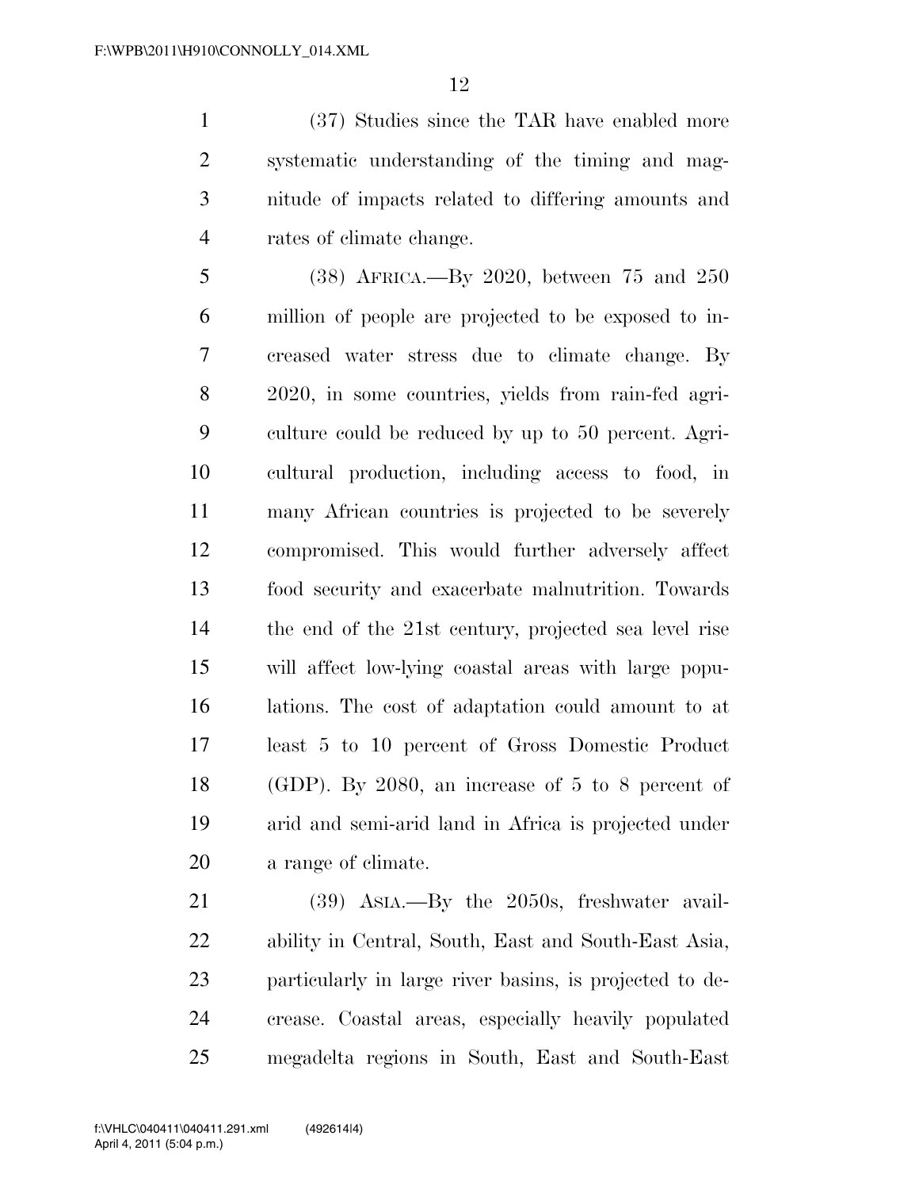(37) Studies since the TAR have enabled more systematic understanding of the timing and magnitude of impacts related to differing amounts and rates of climate change.

(38) AFRICA.—By 2020, between 75 and 250 million of people are projected to be exposed to increased water stress due to climate change. By 2020, in some countries, yields from rain-fed agriculture could be reduced by up to 50 percent. Agricultural production, including access to food, in many African countries is projected to be severely compromised. This would further adversely affect food security and exacerbate malnutrition. Towards the end of the 21st century, projected sea level rise will affect low-lying coastal areas with large populations. The cost of adaptation could amount to at least 5 to 10 percent of Gross Domestic Product (GDP). By 2080, an increase of 5 to 8 percent of arid and semi-arid land in Africa is projected under a range of climate.

(39) ASIA.—By the 2050s, freshwater availability in Central, South, East and South-East Asia, particularly in large river basins, is projected to decrease. Coastal areas, especially heavily populated megadelta regions in South, East and South-East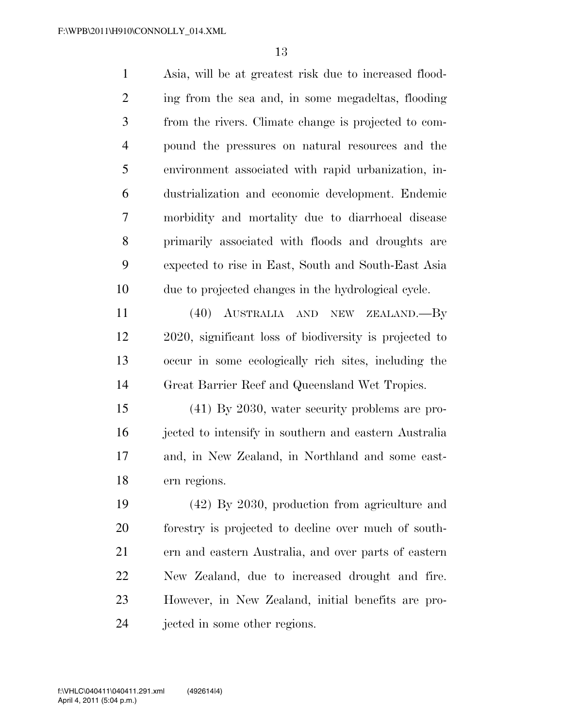Asia, will be at greatest risk due to increased flooding from the sea and, in some megadeltas, flooding from the rivers. Climate change is projected to compound the pressures on natural resources and the environment associated with rapid urbanization, industrialization and economic development. Endemic morbidity and mortality due to diarrhoeal disease primarily associated with floods and droughts are expected to rise in East, South and South-East Asia due to projected changes in the hydrological cycle.

(40) AUSTRALIA AND NEW ZEALAND.—By 2020, significant loss of biodiversity is projected to occur in some ecologically rich sites, including the Great Barrier Reef and Queensland Wet Tropics.

(41) By 2030, water security problems are projected to intensify in southern and eastern Australia and, in New Zealand, in Northland and some eastern regions.

(42) By 2030, production from agriculture and forestry is projected to decline over much of southern and eastern Australia, and over parts of eastern New Zealand, due to increased drought and fire. However, in New Zealand, initial benefits are projected in some other regions.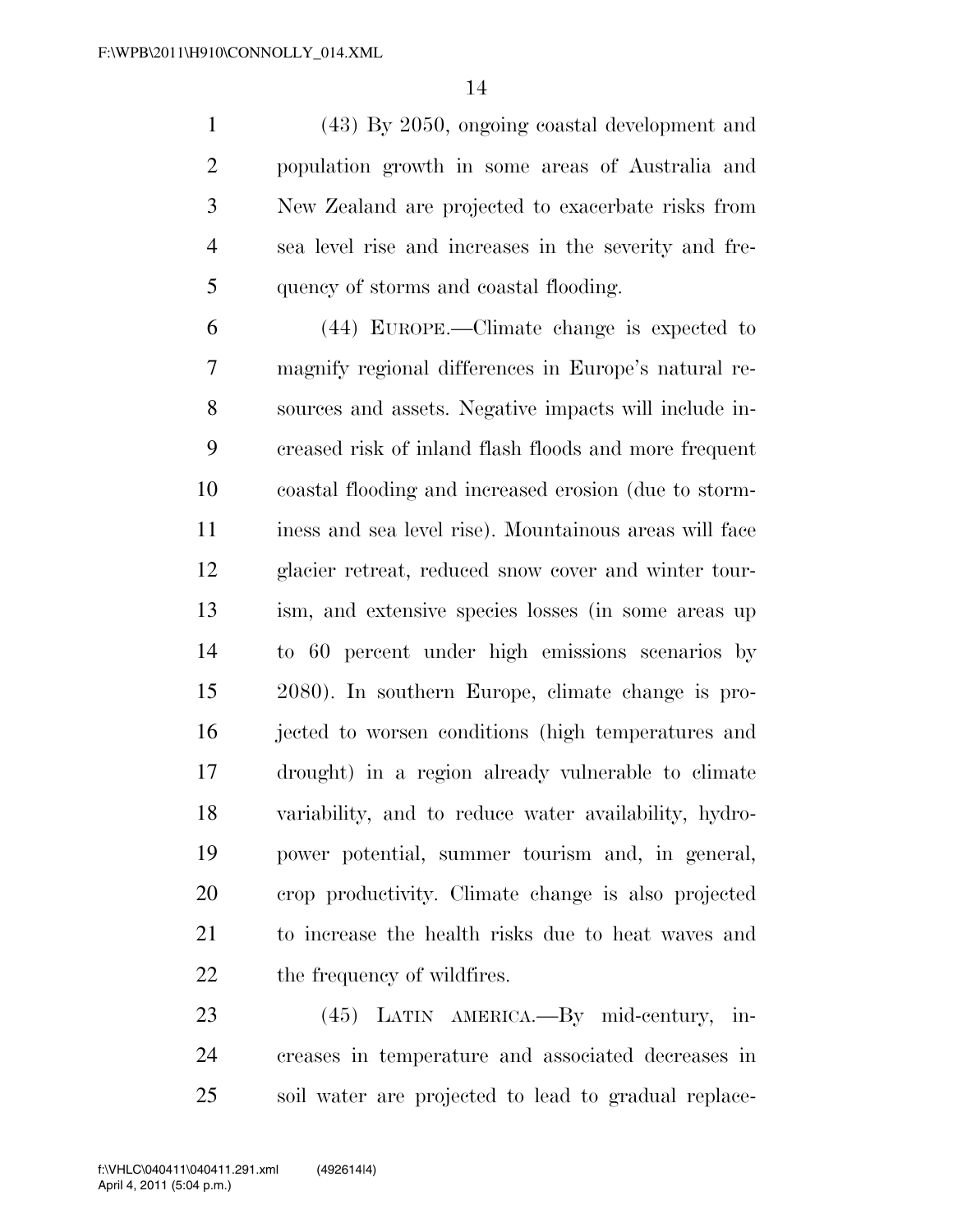(43) By 2050, ongoing coastal development and population growth in some areas of Australia and New Zealand are projected to exacerbate risks from sea level rise and increases in the severity and frequency of storms and coastal flooding.

(44) EUROPE.—Climate change is expected to magnify regional differences in Europe's natural resources and assets. Negative impacts will include increased risk of inland flash floods and more frequent coastal flooding and increased erosion (due to storminess and sea level rise). Mountainous areas will face glacier retreat, reduced snow cover and winter tourism, and extensive species losses (in some areas up to 60 percent under high emissions scenarios by 2080). In southern Europe, climate change is projected to worsen conditions (high temperatures and drought) in a region already vulnerable to climate variability, and to reduce water availability, hydropower potential, summer tourism and, in general, crop productivity. Climate change is also projected to increase the health risks due to heat waves and the frequency of wildfires.

(45) LATIN AMERICA.—By mid-century, increases in temperature and associated decreases in soil water are projected to lead to gradual replace-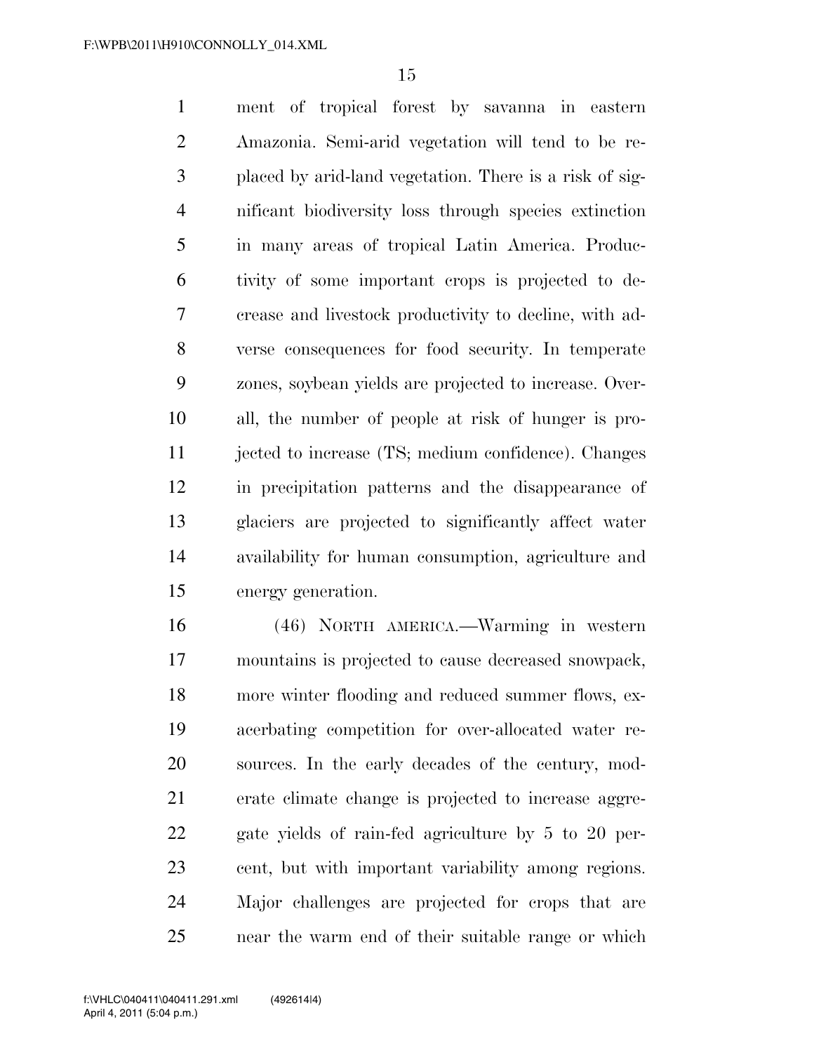ment of tropical forest by savanna in eastern Amazonia. Semi-arid vegetation will tend to be replaced by arid-land vegetation. There is a risk of significant biodiversity loss through species extinction in many areas of tropical Latin America. Productivity of some important crops is projected to decrease and livestock productivity to decline, with adverse consequences for food security. In temperate zones, soybean yields are projected to increase. Overall, the number of people at risk of hunger is projected to increase (TS; medium confidence). Changes in precipitation patterns and the disappearance of glaciers are projected to significantly affect water availability for human consumption, agriculture and energy generation.

(46) NORTH AMERICA.—Warming in western mountains is projected to cause decreased snowpack, more winter flooding and reduced summer flows, exacerbating competition for over-allocated water resources. In the early decades of the century, moderate climate change is projected to increase aggregate yields of rain-fed agriculture by 5 to 20 percent, but with important variability among regions. Major challenges are projected for crops that are near the warm end of their suitable range or which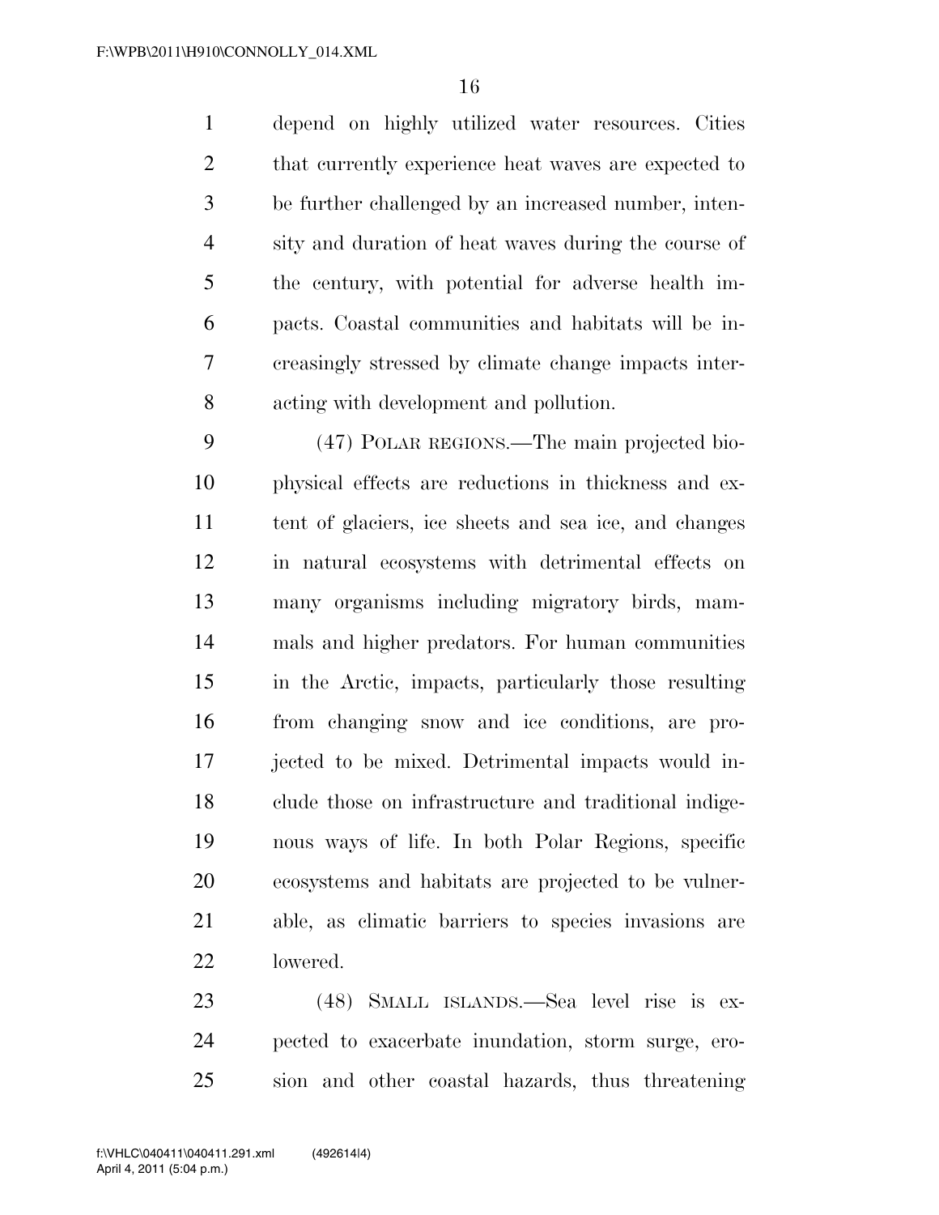depend on highly utilized water resources. Cities that currently experience heat waves are expected to be further challenged by an increased number, intensity and duration of heat waves during the course of the century, with potential for adverse health impacts. Coastal communities and habitats will be increasingly stressed by climate change impacts interacting with development and pollution.

(47) POLAR REGIONS.—The main projected biophysical effects are reductions in thickness and extent of glaciers, ice sheets and sea ice, and changes in natural ecosystems with detrimental effects on many organisms including migratory birds, mammals and higher predators. For human communities in the Arctic, impacts, particularly those resulting from changing snow and ice conditions, are projected to be mixed. Detrimental impacts would include those on infrastructure and traditional indigenous ways of life. In both Polar Regions, specific ecosystems and habitats are projected to be vulnerable, as climatic barriers to species invasions are lowered.

(48) SMALL ISLANDS.—Sea level rise is expected to exacerbate inundation, storm surge, erosion and other coastal hazards, thus threatening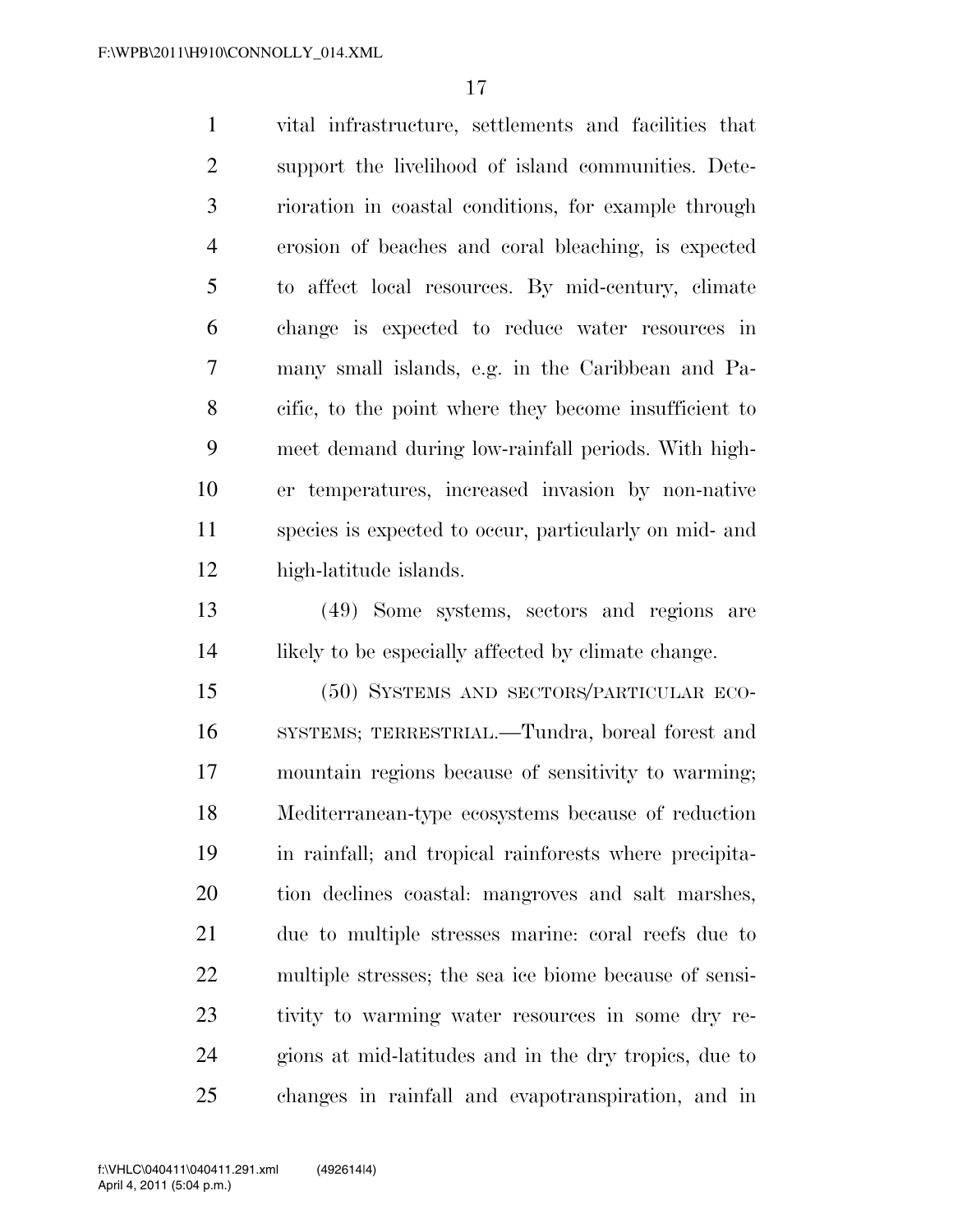vital infrastructure, settlements and facilities that support the livelihood of island communities. Deterioration in coastal conditions, for example through erosion of beaches and coral bleaching, is expected to affect local resources. By mid-century, climate change is expected to reduce water resources in many small islands, e.g. in the Caribbean and Pacific, to the point where they become insufficient to meet demand during low-rainfall periods. With higher temperatures, increased invasion by non-native species is expected to occur, particularly on mid- and high-latitude islands.

(49) Some systems, sectors and regions are likely to be especially affected by climate change.

(50) SYSTEMS AND SECTORS/PARTICULAR ECOSYSTEMS; TERRESTRIAL.—Tundra, boreal forest and mountain regions because of sensitivity to warming; Mediterranean-type ecosystems because of reduction in rainfall; and tropical rainforests where precipitation declines coastal: mangroves and salt marshes, due to multiple stresses marine: coral reefs due to multiple stresses; the sea ice biome because of sensitivity to warming water resources in some dry regions at mid-latitudes and in the dry tropics, due to changes in rainfall and evapotranspiration, and in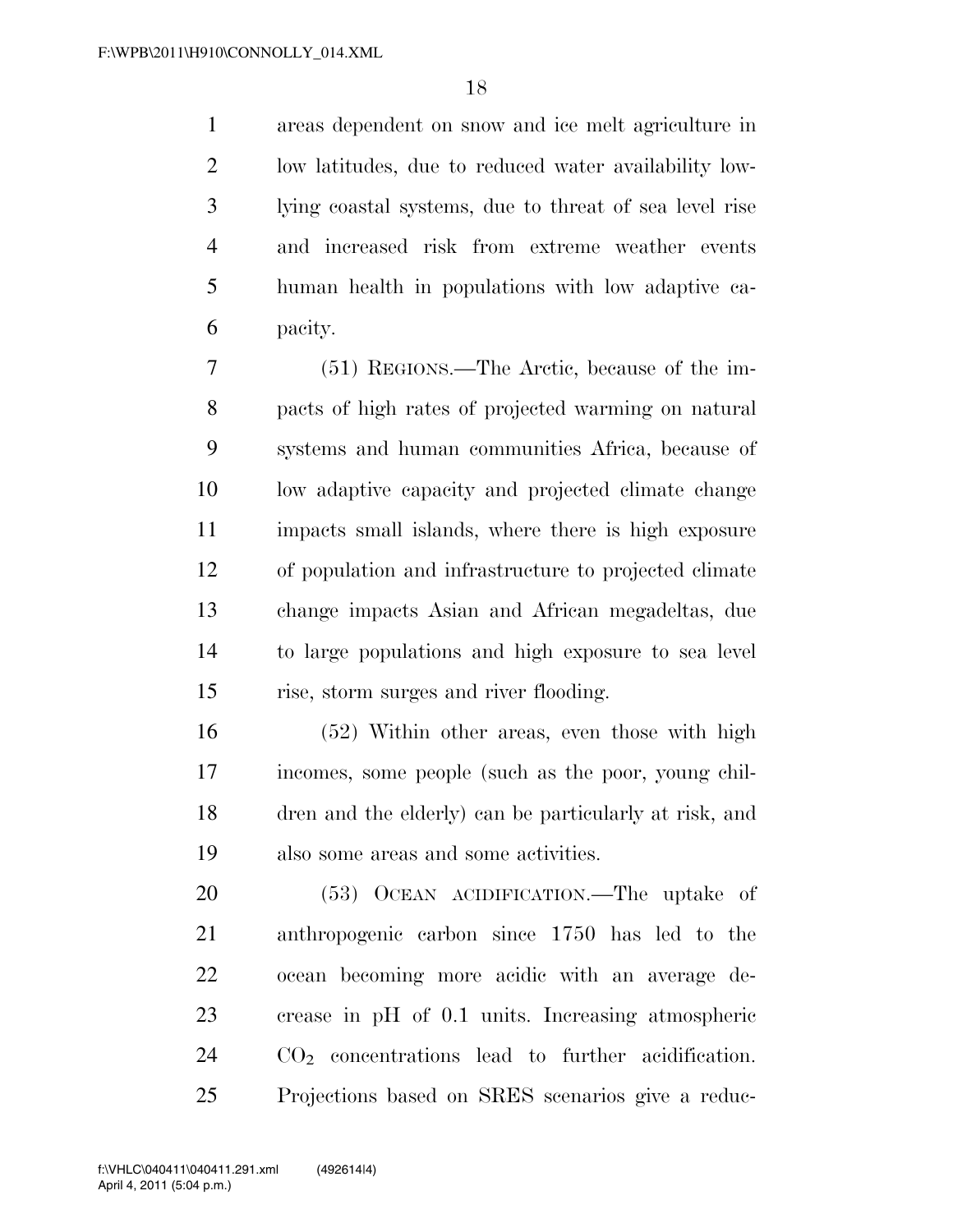areas dependent on snow and ice melt agriculture in low latitudes, due to reduced water availability low-lying coastal systems, due to threat of sea level rise and increased risk from extreme weather events human health in populations with low adaptive capacity.

(51) REGIONS.—The Arctic, because of the impacts of high rates of projected warming on natural systems and human communities Africa, because of low adaptive capacity and projected climate change impacts small islands, where there is high exposure of population and infrastructure to projected climate change impacts Asian and African megadeltas, due to large populations and high exposure to sea level rise, storm surges and river flooding.

(52) Within other areas, even those with high incomes, some people (such as the poor, young children and the elderly) can be particularly at risk, and also some areas and some activities.

(53) OCEAN ACIDIFICATION.—The uptake of anthropogenic carbon since 1750 has led to the ocean becoming more acidic with an average decrease in pH of 0.1 units. Increasing atmospheric $CO_2$ concentrations lead to further acidification. Projections based on SRES scenarios give a reduc-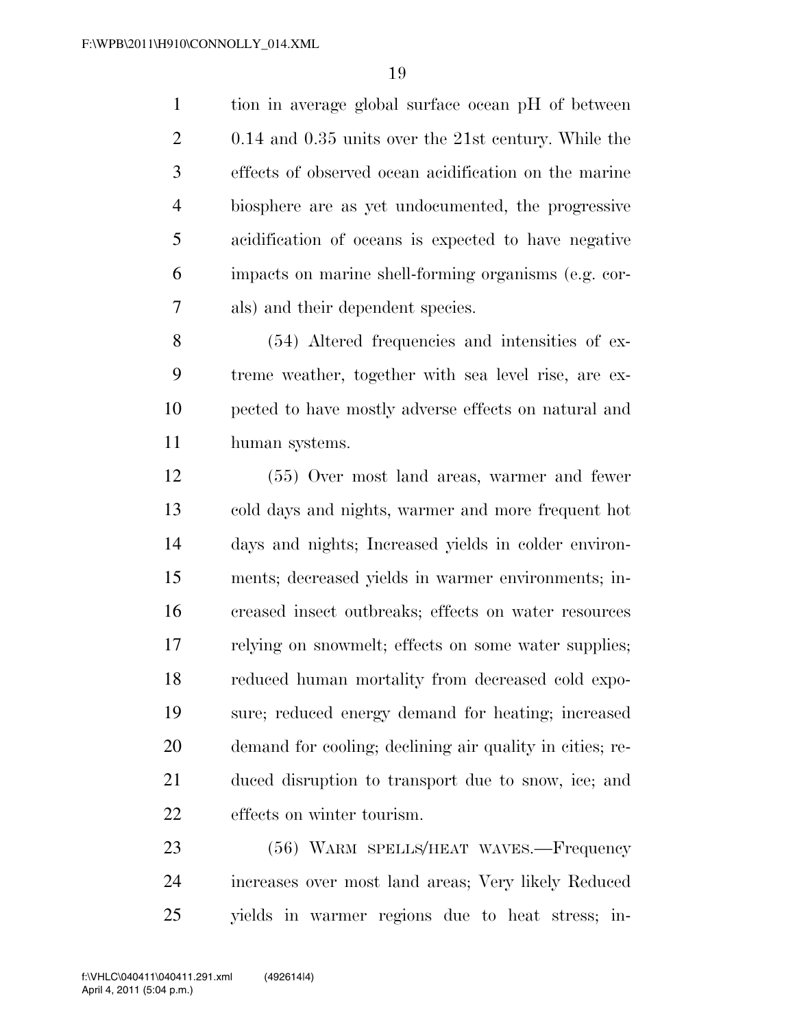tion in average global surface ocean pH of between 0.14 and 0.35 units over the 21st century. While the effects of observed ocean acidification on the marine biosphere are as yet undocumented, the progressive acidification of oceans is expected to have negative impacts on marine shell-forming organisms (e.g. corals) and their dependent species.

(54) Altered frequencies and intensities of extreme weather, together with sea level rise, are expected to have mostly adverse effects on natural and human systems.

(55) Over most land areas, warmer and fewer cold days and nights, warmer and more frequent hot days and nights; Increased yields in colder environments; decreased yields in warmer environments; increased insect outbreaks; effects on water resources relying on snowmelt; effects on some water supplies; reduced human mortality from decreased cold exposure; reduced energy demand for heating; increased demand for cooling; declining air quality in cities; reduced disruption to transport due to snow, ice; and effects on winter tourism.

(56) WARM SPELLS/HEAT WAVES.—Frequency increases over most land areas; Very likely Reduced yields in warmer regions due to heat stress; in-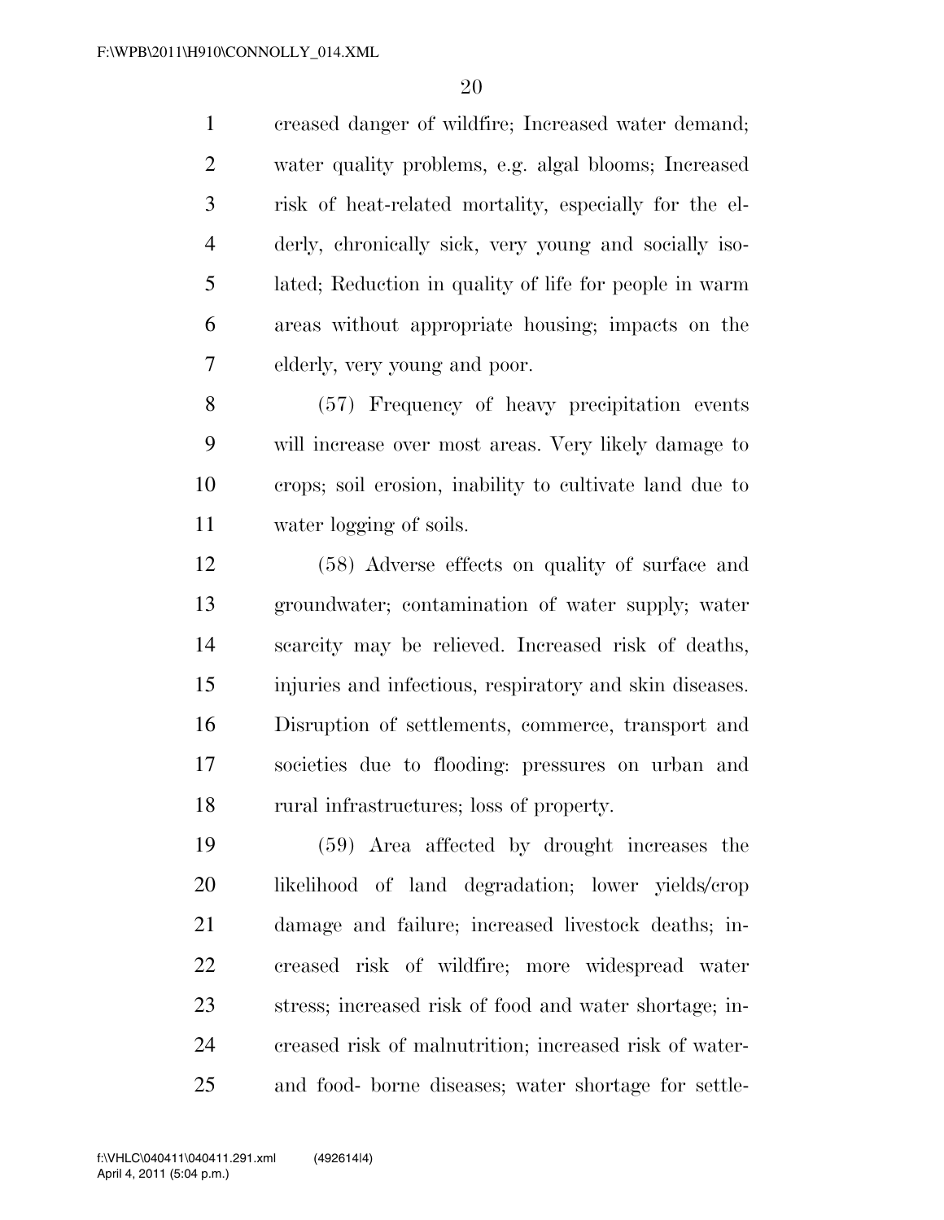creased danger of wildfire; Increased water demand; water quality problems, e.g. algal blooms; Increased risk of heat-related mortality, especially for the elderly, chronically sick, very young and socially isolated; Reduction in quality of life for people in warm areas without appropriate housing; impacts on the elderly, very young and poor.

(57) Frequency of heavy precipitation events will increase over most areas. Very likely damage to crops; soil erosion, inability to cultivate land due to water logging of soils.

(58) Adverse effects on quality of surface and groundwater; contamination of water supply; water scarcity may be relieved. Increased risk of deaths, injuries and infectious, respiratory and skin diseases. Disruption of settlements, commerce, transport and societies due to flooding: pressures on urban and rural infrastructures; loss of property.

(59) Area affected by drought increases the likelihood of land degradation; lower yields/crop damage and failure; increased livestock deaths; increased risk of wildfire; more widespread water stress; increased risk of food and water shortage; increased risk of malnutrition; increased risk of water- and food- borne diseases; water shortage for settle-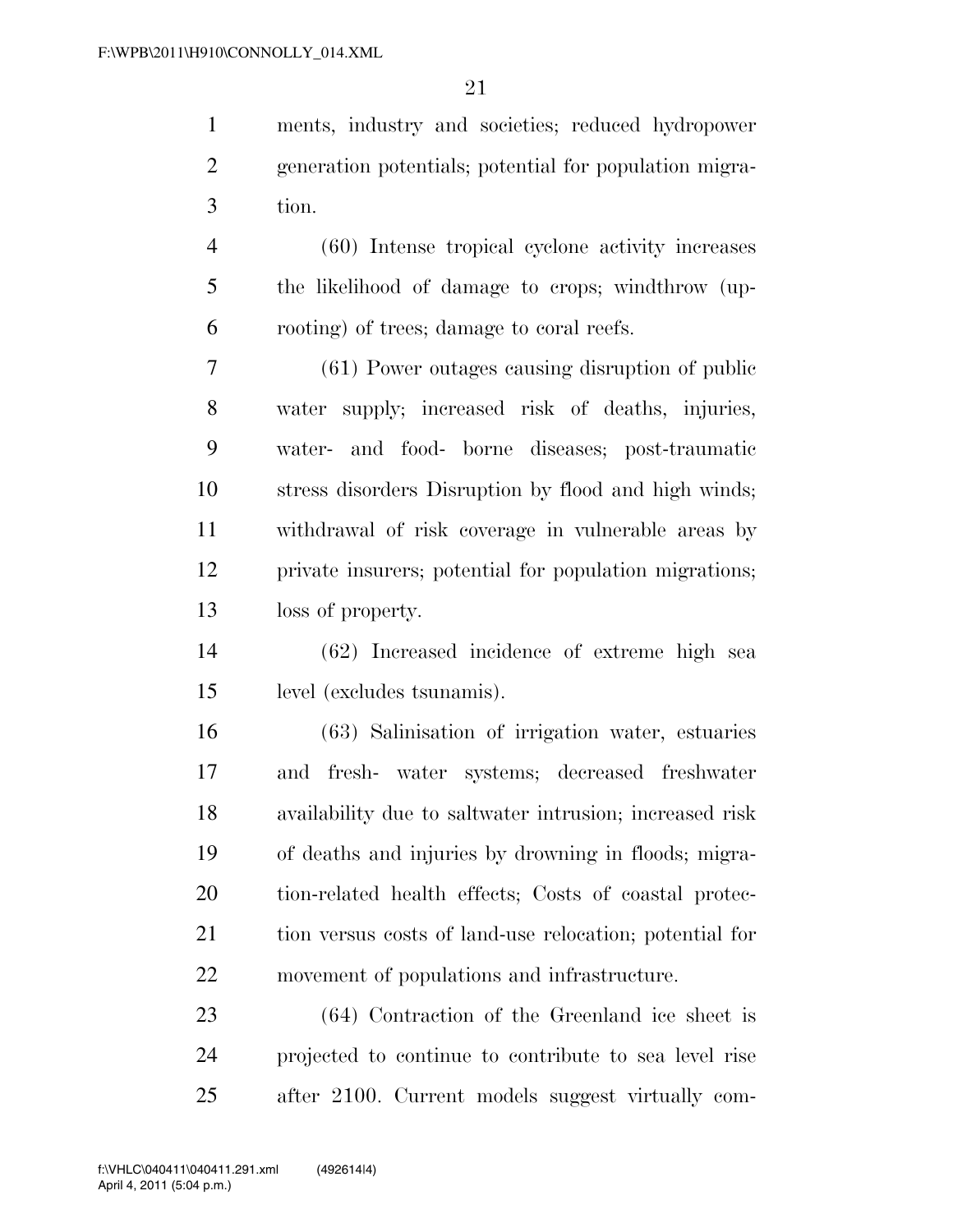ments, industry and societies; reduced hydropower generation potentials; potential for population migration.

(60) Intense tropical cyclone activity increases the likelihood of damage to crops; windthrow (uprooting) of trees; damage to coral reefs.

(61) Power outages causing disruption of public water supply; increased risk of deaths, injuries, water- and food- borne diseases; post-traumatic stress disorders Disruption by flood and high winds; withdrawal of risk coverage in vulnerable areas by private insurers; potential for population migrations; loss of property.

(62) Increased incidence of extreme high sea level (excludes tsunamis).

(63) Salinisation of irrigation water, estuaries and fresh- water systems; decreased freshwater availability due to saltwater intrusion; increased risk of deaths and injuries by drowning in floods; migration-related health effects; Costs of coastal protection versus costs of land-use relocation; potential for movement of populations and infrastructure.

(64) Contraction of the Greenland ice sheet is projected to continue to contribute to sea level rise after 2100. Current models suggest virtually com-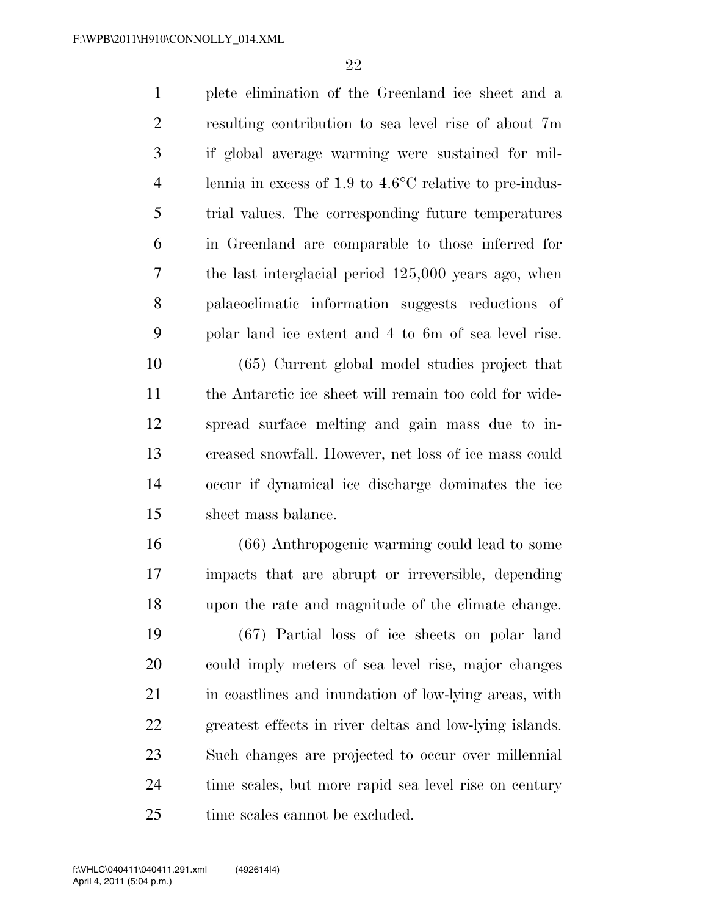plete elimination of the Greenland ice sheet and a resulting contribution to sea level rise of about 7m if global average warming were sustained for millennia in excess of 1.9 to 4.6°C relative to pre-industrial values. The corresponding future temperatures in Greenland are comparable to those inferred for the last interglacial period 125,000 years ago, when palaeoclimatic information suggests reductions of polar land ice extent and 4 to 6m of sea level rise.

(65) Current global model studies project that the Antarctic ice sheet will remain too cold for widespread surface melting and gain mass due to increased snowfall. However, net loss of ice mass could occur if dynamical ice discharge dominates the ice sheet mass balance.

(66) Anthropogenic warming could lead to some impacts that are abrupt or irreversible, depending upon the rate and magnitude of the climate change.

(67) Partial loss of ice sheets on polar land could imply meters of sea level rise, major changes in coastlines and inundation of low-lying areas, with greatest effects in river deltas and low-lying islands. Such changes are projected to occur over millennial time scales, but more rapid sea level rise on century time scales cannot be excluded.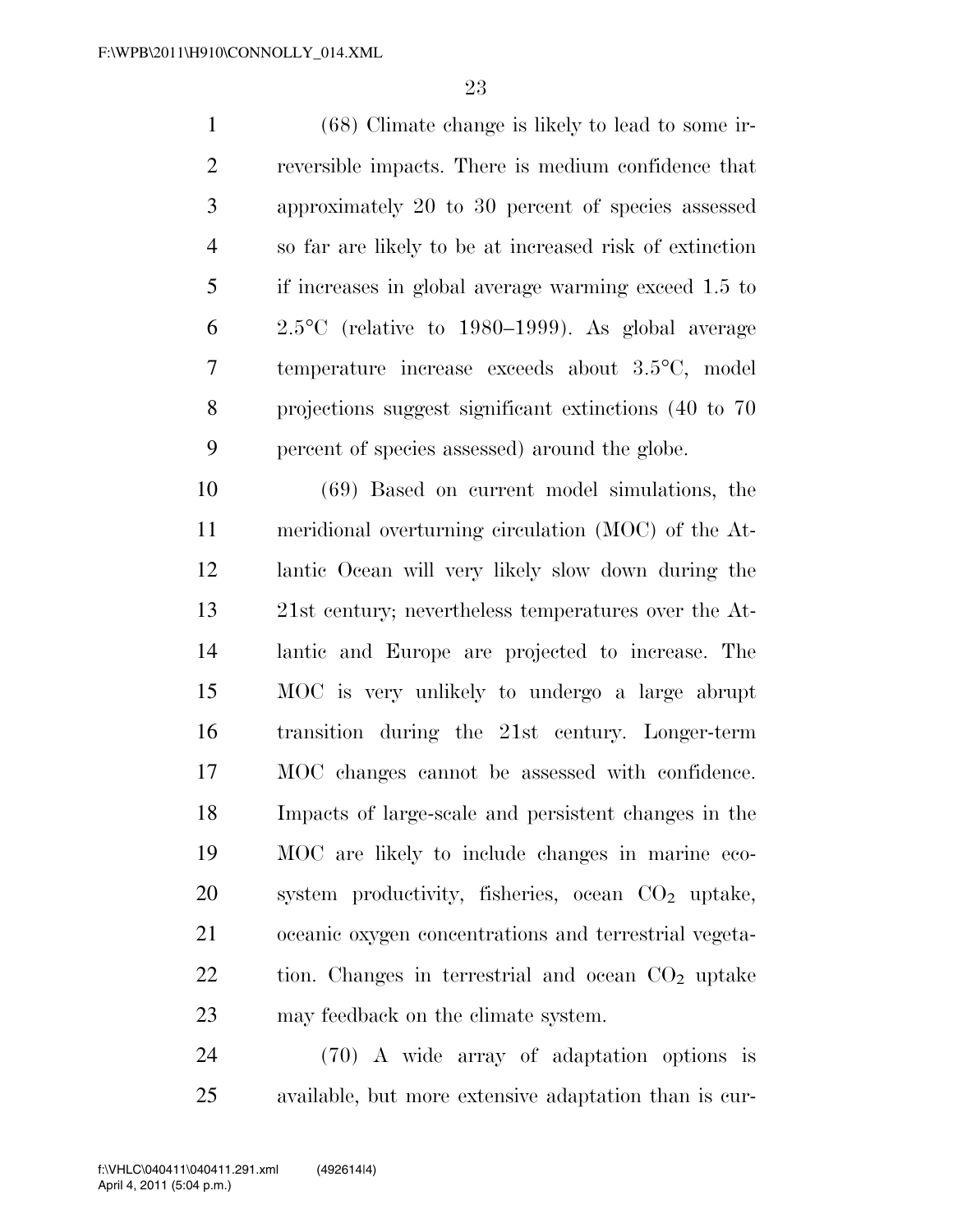(68) Climate change is likely to lead to some irreversible impacts. There is medium confidence that approximately 20 to 30 percent of species assessed so far are likely to be at increased risk of extinction if increases in global average warming exceed 1.5 to 2.5°C (relative to 1980–1999). As global average temperature increase exceeds about 3.5°C, model projections suggest significant extinctions (40 to 70 percent of species assessed) around the globe.

(69) Based on current model simulations, the meridional overturning circulation (MOC) of the Atlantic Ocean will very likely slow down during the 21st century; nevertheless temperatures over the Atlantic and Europe are projected to increase. The MOC is very unlikely to undergo a large abrupt transition during the 21st century. Longer-term MOC changes cannot be assessed with confidence. Impacts of large-scale and persistent changes in the MOC are likely to include changes in marine ecosystem productivity, fisheries, ocean $CO_2$ uptake, oceanic oxygen concentrations and terrestrial vegetation. Changes in terrestrial and ocean $CO_2$ uptake may feedback on the climate system.

(70) A wide array of adaptation options is available, but more extensive adaptation than is cur-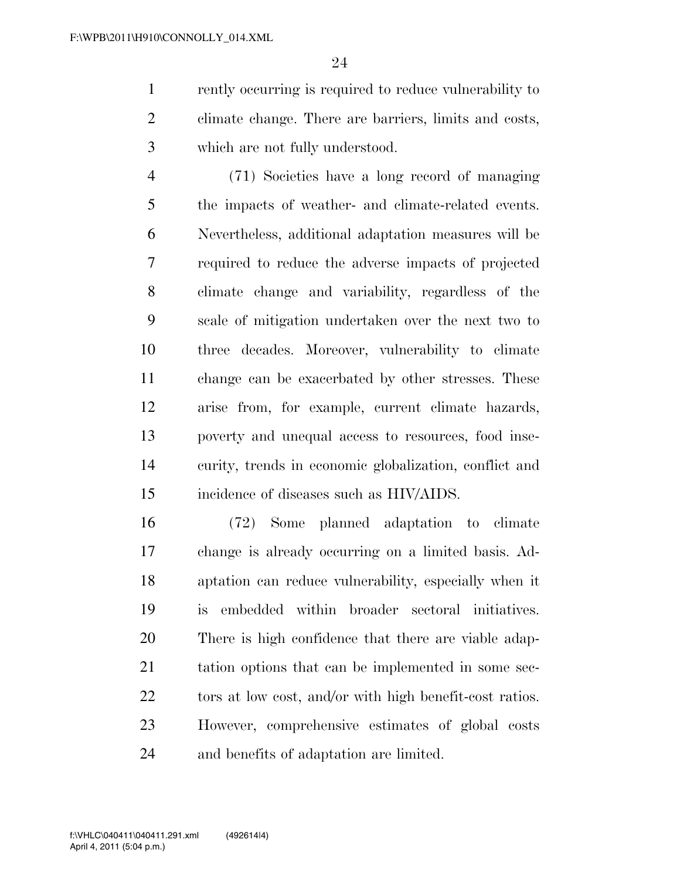rently occurring is required to reduce vulnerability to climate change. There are barriers, limits and costs, which are not fully understood.

(71) Societies have a long record of managing the impacts of weather- and climate-related events. Nevertheless, additional adaptation measures will be required to reduce the adverse impacts of projected climate change and variability, regardless of the scale of mitigation undertaken over the next two to three decades. Moreover, vulnerability to climate change can be exacerbated by other stresses. These arise from, for example, current climate hazards, poverty and unequal access to resources, food insecurity, trends in economic globalization, conflict and incidence of diseases such as HIV/AIDS.

(72) Some planned adaptation to climate change is already occurring on a limited basis. Adaptation can reduce vulnerability, especially when it is embedded within broader sectoral initiatives. There is high confidence that there are viable adaptation options that can be implemented in some sectors at low cost, and/or with high benefit-cost ratios. However, comprehensive estimates of global costs and benefits of adaptation are limited.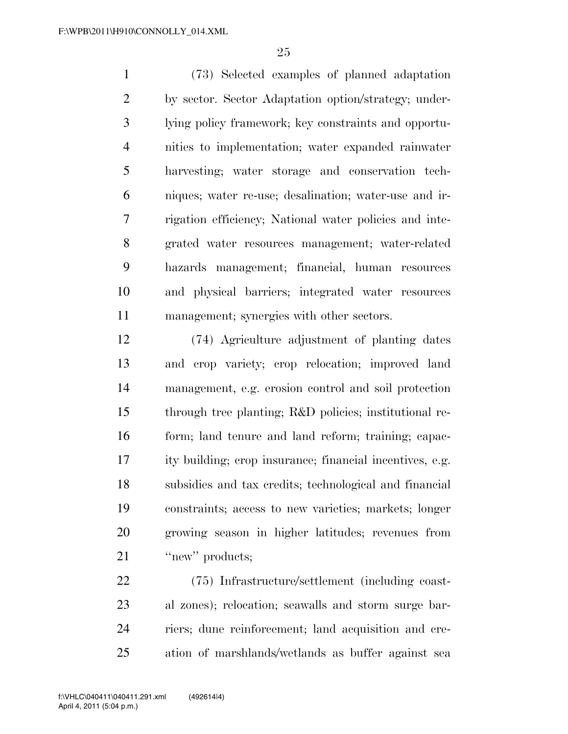(73) Selected examples of planned adaptation by sector. Sector Adaptation option/strategy; underlying policy framework; key constraints and opportunities to implementation; water expanded rainwater harvesting; water storage and conservation techniques; water re-use; desalination; water-use and irrigation efficiency; National water policies and integrated water resources management; water-related hazards management; financial, human resources and physical barriers; integrated water resources management; synergies with other sectors.

(74) Agriculture adjustment of planting dates and crop variety; crop relocation; improved land management, e.g. erosion control and soil protection through tree planting; R&D policies; institutional reform; land tenure and land reform; training; capacity building; crop insurance; financial incentives, e.g. subsidies and tax credits; technological and financial constraints; access to new varieties; markets; longer growing season in higher latitudes; revenues from ''new'' products;

(75) Infrastructure/settlement (including coastal zones); relocation; seawalls and storm surge barriers; dune reinforcement; land acquisition and creation of marshlands/wetlands as buffer against sea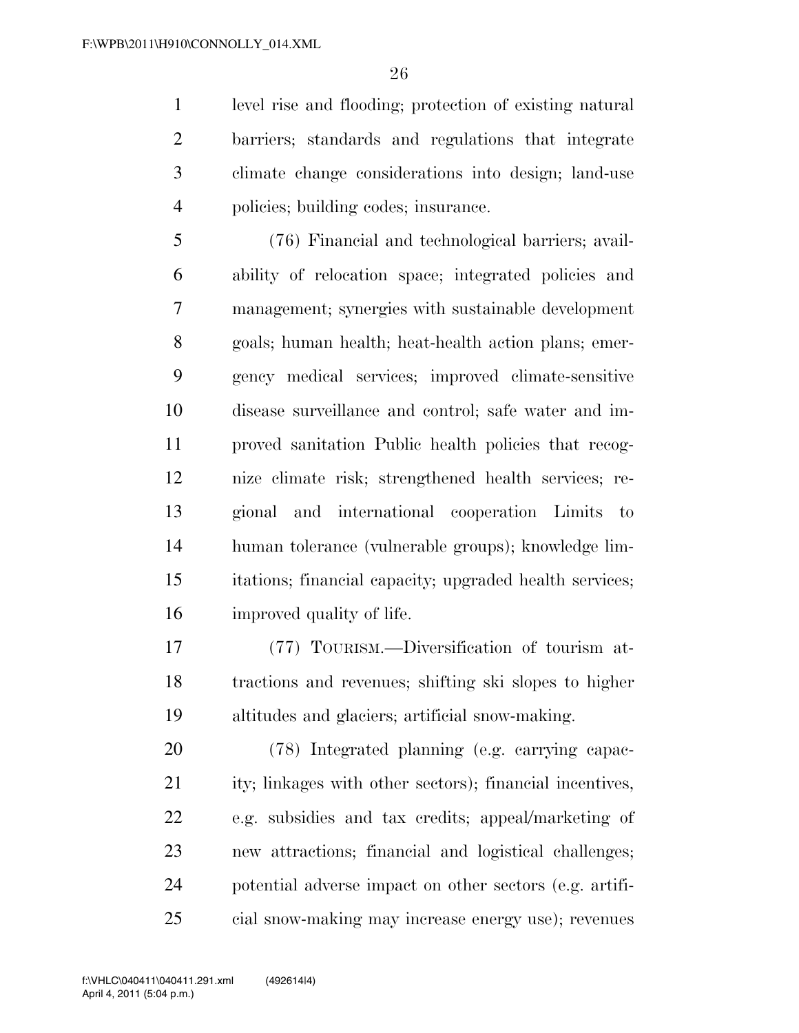level rise and flooding; protection of existing natural barriers; standards and regulations that integrate climate change considerations into design; land-use policies; building codes; insurance.

(76) Financial and technological barriers; availability of relocation space; integrated policies and management; synergies with sustainable development goals; human health; heat-health action plans; emergency medical services; improved climate-sensitive disease surveillance and control; safe water and improved sanitation Public health policies that recognize climate risk; strengthened health services; regional and international cooperation Limits to human tolerance (vulnerable groups); knowledge limitations; financial capacity; upgraded health services; improved quality of life.

(77) TOURISM.—Diversification of tourism attractions and revenues; shifting ski slopes to higher altitudes and glaciers; artificial snow-making.

(78) Integrated planning (e.g. carrying capacity; linkages with other sectors); financial incentives, e.g. subsidies and tax credits; appeal/marketing of new attractions; financial and logistical challenges; potential adverse impact on other sectors (e.g. artificial snow-making may increase energy use); revenues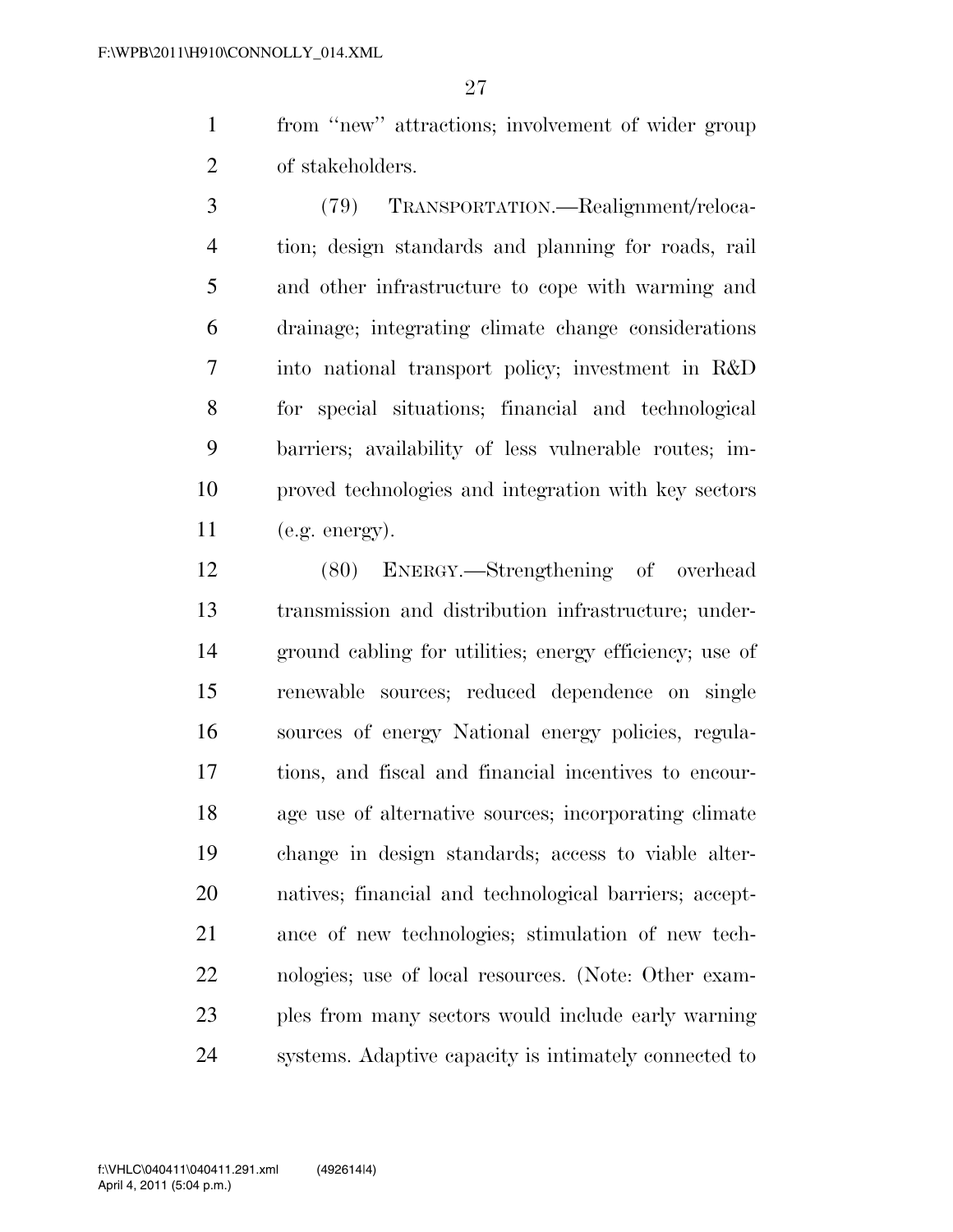from ''new'' attractions; involvement of wider group of stakeholders.

(79) TRANSPORTATION.—Realignment/relocation; design standards and planning for roads, rail and other infrastructure to cope with warming and drainage; integrating climate change considerations into national transport policy; investment in R&D for special situations; financial and technological barriers; availability of less vulnerable routes; improved technologies and integration with key sectors (e.g. energy).

(80) ENERGY.—Strengthening of overhead transmission and distribution infrastructure; underground cabling for utilities; energy efficiency; use of renewable sources; reduced dependence on single sources of energy National energy policies, regulations, and fiscal and financial incentives to encourage use of alternative sources; incorporating climate change in design standards; access to viable alternatives; financial and technological barriers; acceptance of new technologies; stimulation of new technologies; use of local resources. (Note: Other examples from many sectors would include early warning systems. Adaptive capacity is intimately connected to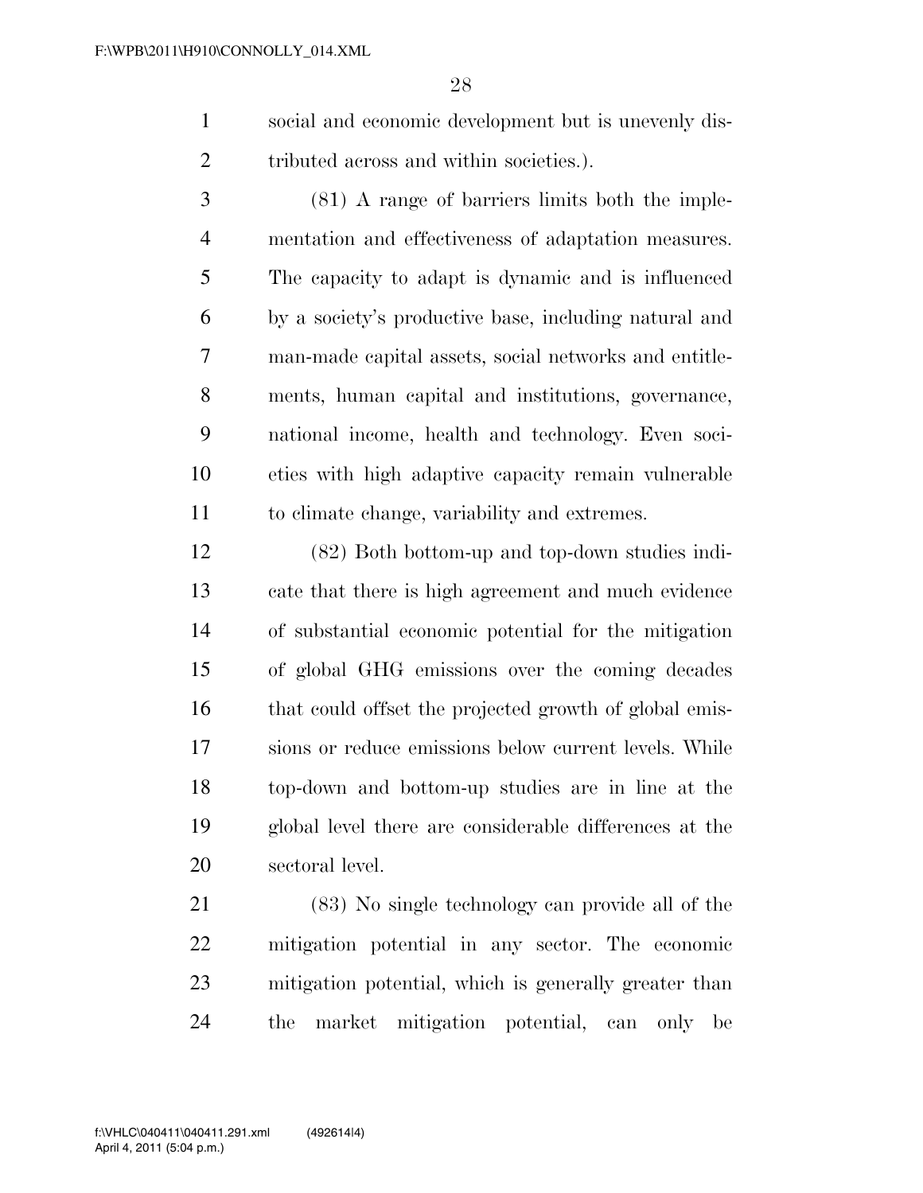social and economic development but is unevenly distributed across and within societies.).

(81) A range of barriers limits both the implementation and effectiveness of adaptation measures. The capacity to adapt is dynamic and is influenced by a society's productive base, including natural and man-made capital assets, social networks and entitlements, human capital and institutions, governance, national income, health and technology. Even societies with high adaptive capacity remain vulnerable to climate change, variability and extremes.

(82) Both bottom-up and top-down studies indicate that there is high agreement and much evidence of substantial economic potential for the mitigation of global GHG emissions over the coming decades that could offset the projected growth of global emissions or reduce emissions below current levels. While top-down and bottom-up studies are in line at the global level there are considerable differences at the sectoral level.

(83) No single technology can provide all of the mitigation potential in any sector. The economic mitigation potential, which is generally greater than the market mitigation potential, can only be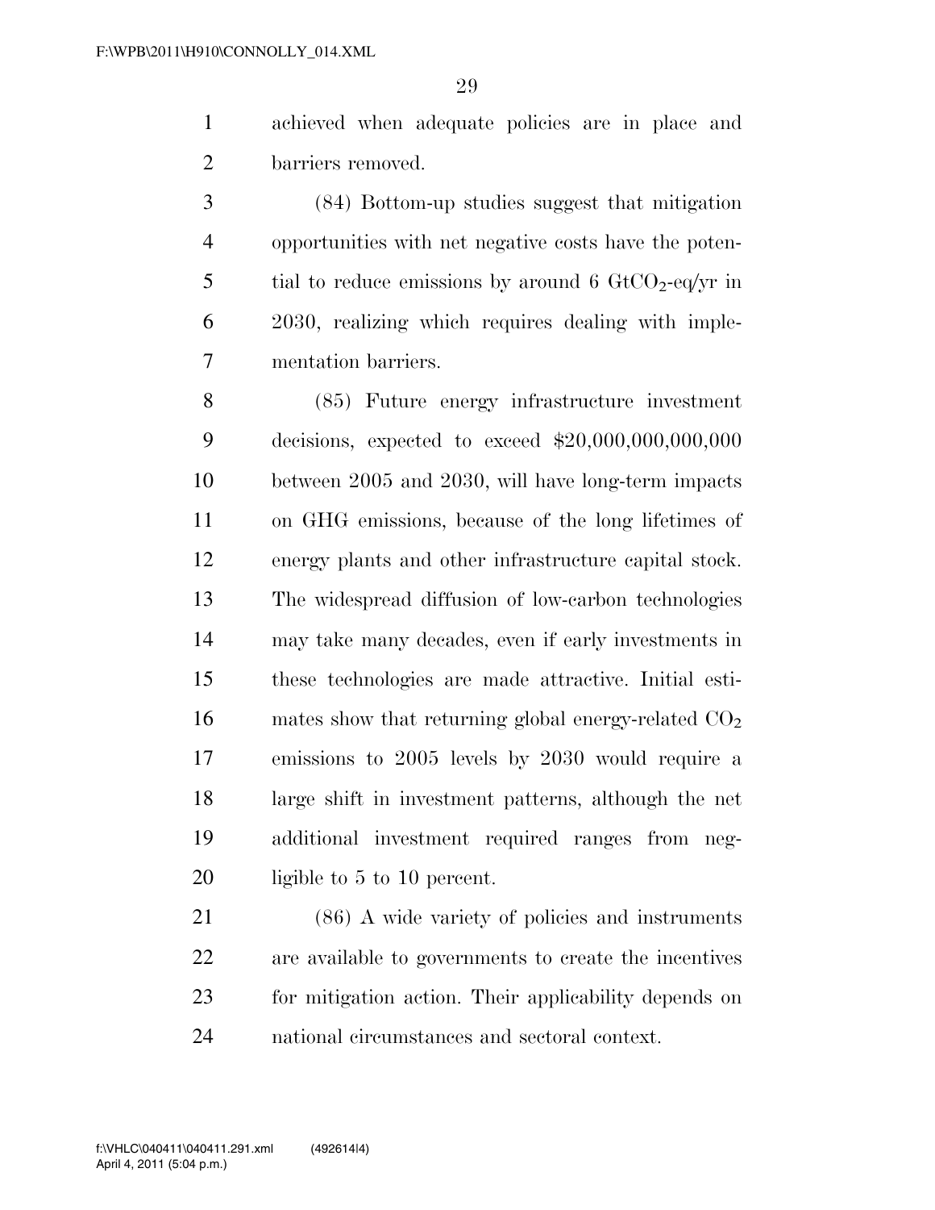achieved when adequate policies are in place and barriers removed.

(84) Bottom-up studies suggest that mitigation opportunities with net negative costs have the potential to reduce emissions by around 6 $GtCO_2$-eq/yr in 2030, realizing which requires dealing with implementation barriers.

(85) Future energy infrastructure investment decisions, expected to exceed $20,000,000,000,000 between 2005 and 2030, will have long-term impacts on GHG emissions, because of the long lifetimes of energy plants and other infrastructure capital stock. The widespread diffusion of low-carbon technologies may take many decades, even if early investments in these technologies are made attractive. Initial estimates show that returning global energy-related $CO_2$ emissions to 2005 levels by 2030 would require a large shift in investment patterns, although the net additional investment required ranges from negligible to 5 to 10 percent.

(86) A wide variety of policies and instruments are available to governments to create the incentives for mitigation action. Their applicability depends on national circumstances and sectoral context.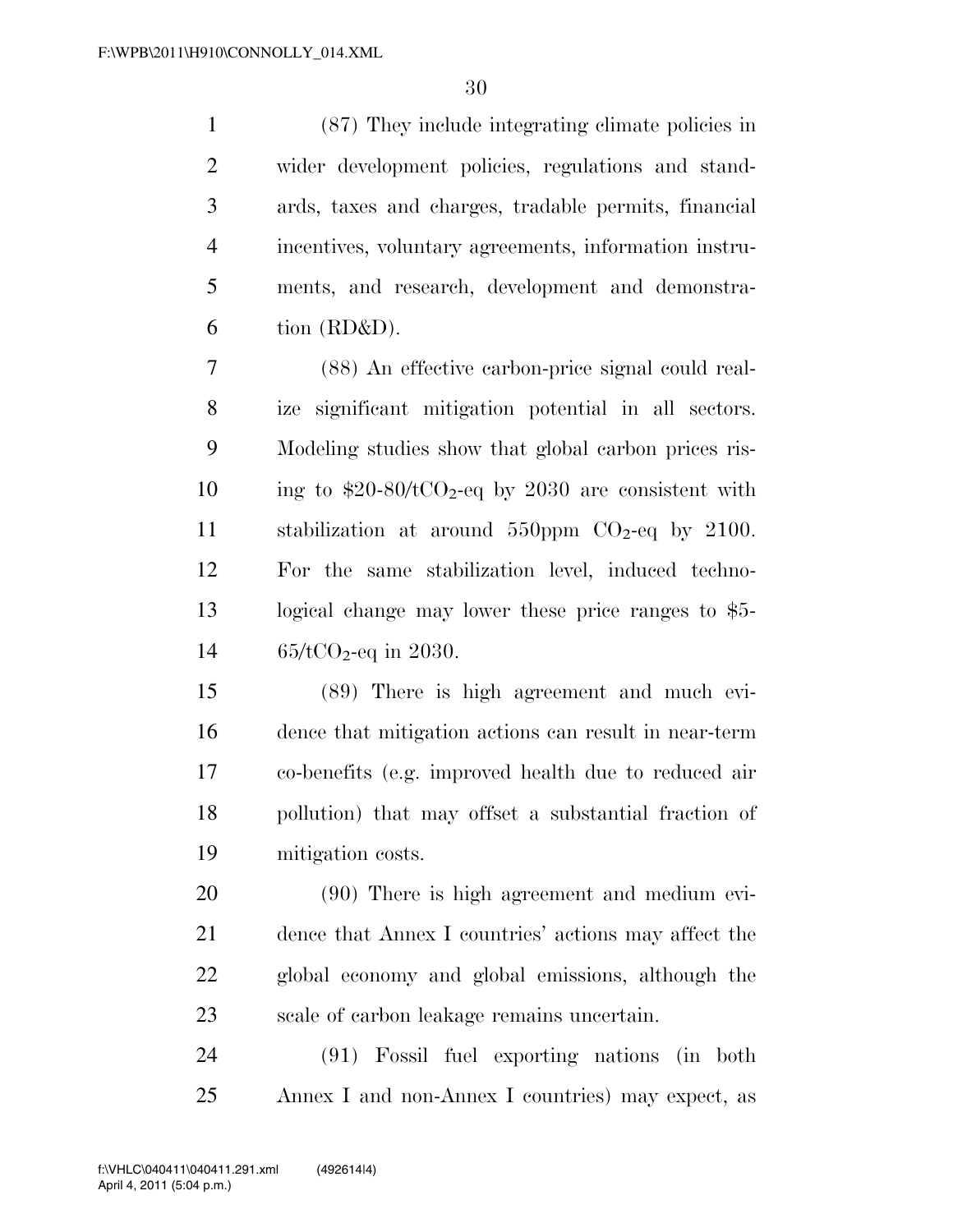(87) They include integrating climate policies in wider development policies, regulations and standards, taxes and charges, tradable permits, financial incentives, voluntary agreements, information instruments, and research, development and demonstration (RD&D).

(88) An effective carbon-price signal could realize significant mitigation potential in all sectors. Modeling studies show that global carbon prices rising to \$20-80/t$CO_2$-eq by 2030 are consistent with stabilization at around 550ppm $CO_2$-eq by 2100. For the same stabilization level, induced technological change may lower these price ranges to \$5-65/t$CO_2$-eq in 2030.

(89) There is high agreement and much evidence that mitigation actions can result in near-term co-benefits (e.g. improved health due to reduced air pollution) that may offset a substantial fraction of mitigation costs.

(90) There is high agreement and medium evidence that Annex I countries' actions may affect the global economy and global emissions, although the scale of carbon leakage remains uncertain.

(91) Fossil fuel exporting nations (in both Annex I and non-Annex I countries) may expect, as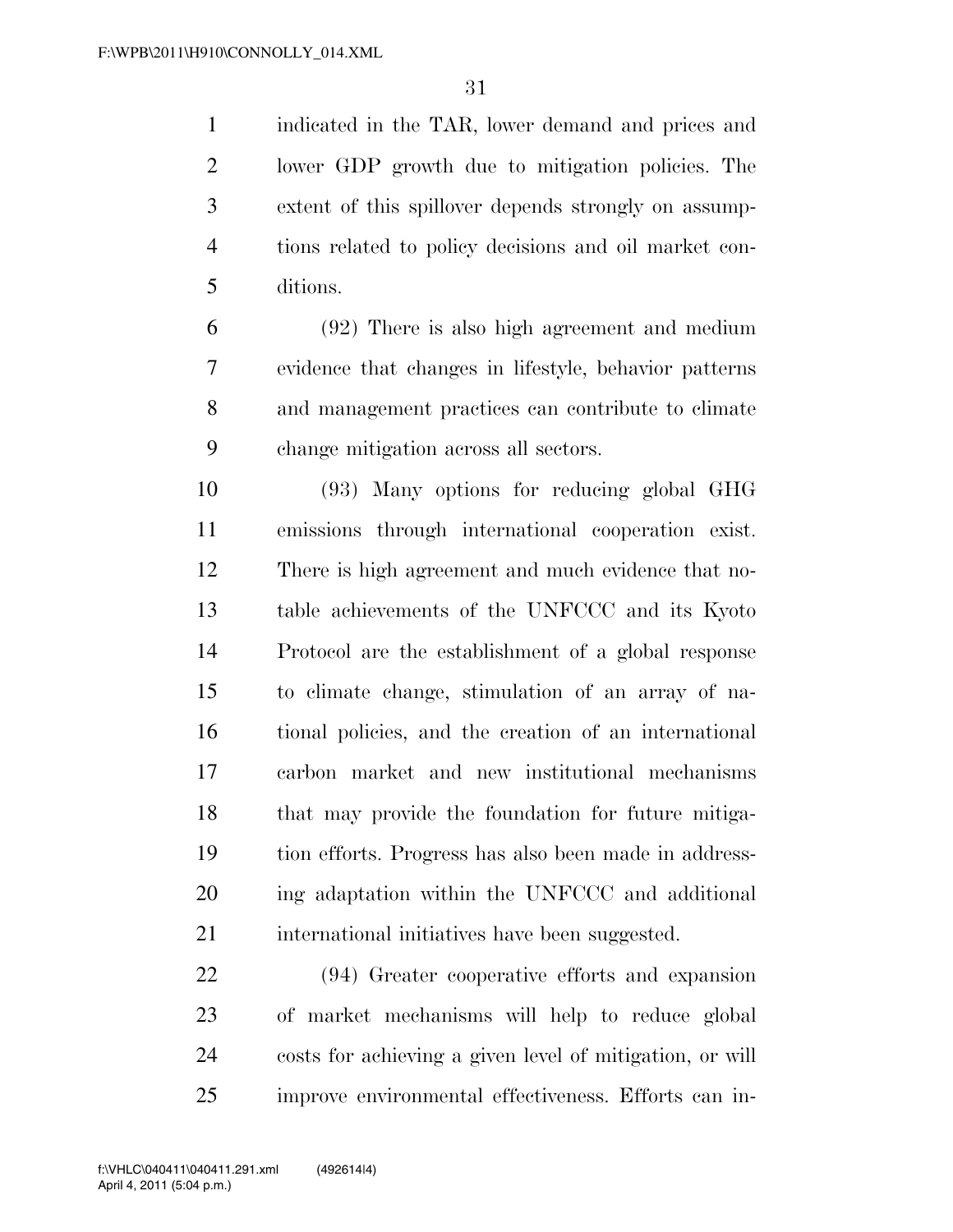indicated in the TAR, lower demand and prices and lower GDP growth due to mitigation policies. The extent of this spillover depends strongly on assumptions related to policy decisions and oil market conditions.

(92) There is also high agreement and medium evidence that changes in lifestyle, behavior patterns and management practices can contribute to climate change mitigation across all sectors.

(93) Many options for reducing global GHG emissions through international cooperation exist. There is high agreement and much evidence that notable achievements of the UNFCCC and its Kyoto Protocol are the establishment of a global response to climate change, stimulation of an array of national policies, and the creation of an international carbon market and new institutional mechanisms that may provide the foundation for future mitigation efforts. Progress has also been made in addressing adaptation within the UNFCCC and additional international initiatives have been suggested.

(94) Greater cooperative efforts and expansion of market mechanisms will help to reduce global costs for achieving a given level of mitigation, or will improve environmental effectiveness. Efforts can in-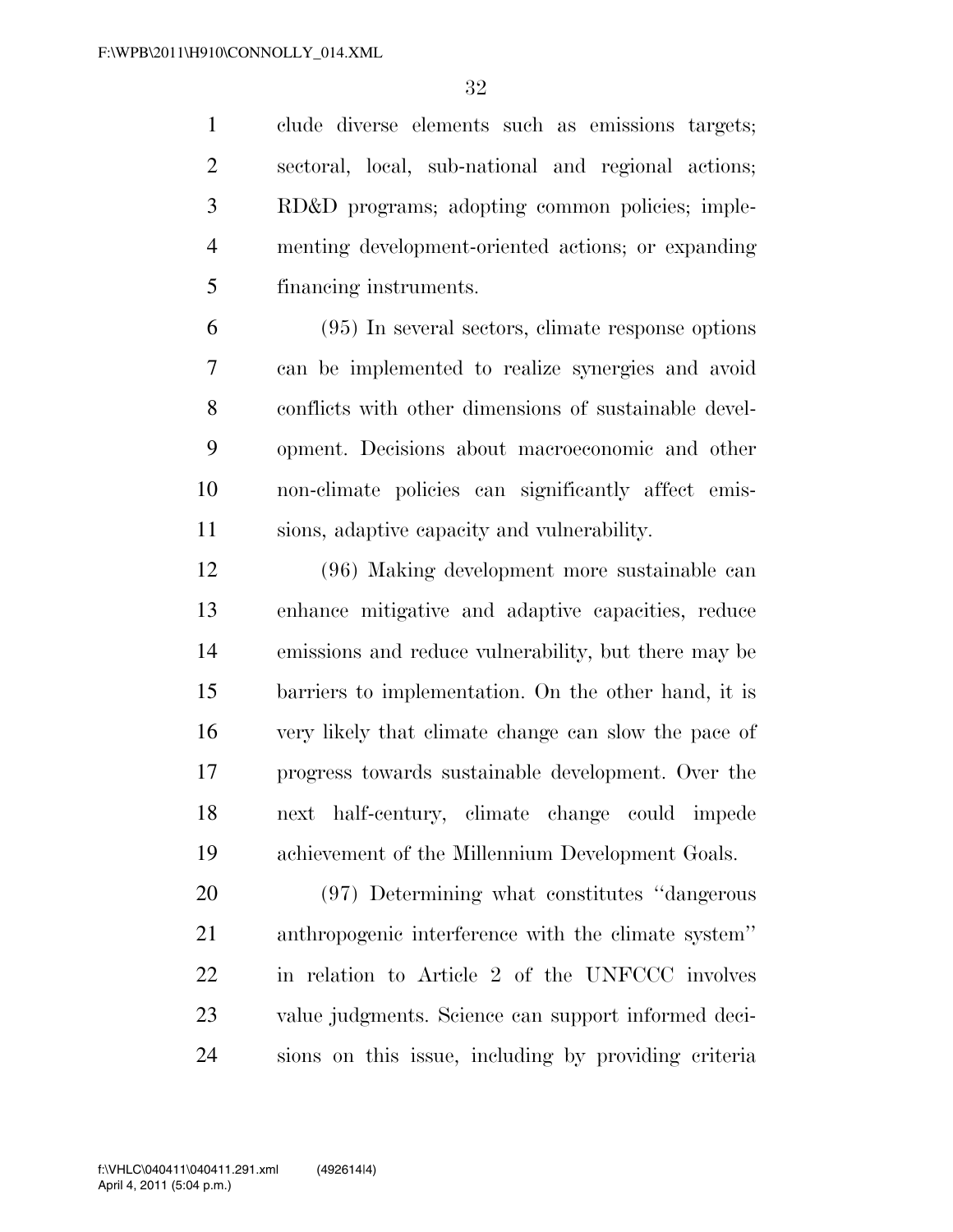clude diverse elements such as emissions targets; sectoral, local, sub-national and regional actions; RD&D programs; adopting common policies; implementing development-oriented actions; or expanding financing instruments.

(95) In several sectors, climate response options can be implemented to realize synergies and avoid conflicts with other dimensions of sustainable development. Decisions about macroeconomic and other non-climate policies can significantly affect emissions, adaptive capacity and vulnerability.

(96) Making development more sustainable can enhance mitigative and adaptive capacities, reduce emissions and reduce vulnerability, but there may be barriers to implementation. On the other hand, it is very likely that climate change can slow the pace of progress towards sustainable development. Over the next half-century, climate change could impede achievement of the Millennium Development Goals.

(97) Determining what constitutes "dangerous anthropogenic interference with the climate system" in relation to Article 2 of the UNFCCC involves value judgments. Science can support informed decisions on this issue, including by providing criteria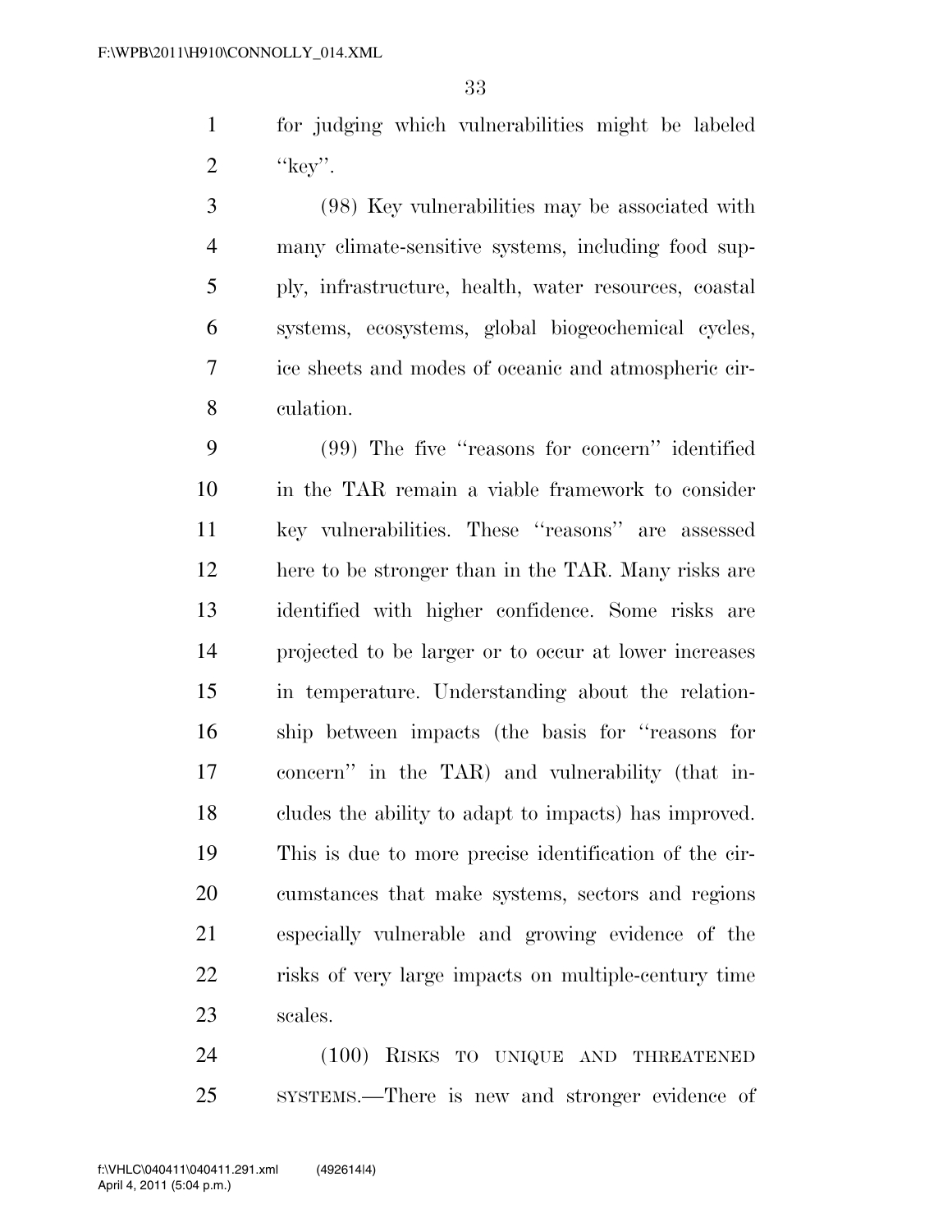for judging which vulnerabilities might be labeled "key".

(98) Key vulnerabilities may be associated with many climate-sensitive systems, including food supply, infrastructure, health, water resources, coastal systems, ecosystems, global biogeochemical cycles, ice sheets and modes of oceanic and atmospheric circulation.

(99) The five "reasons for concern" identified in the TAR remain a viable framework to consider key vulnerabilities. These "reasons" are assessed here to be stronger than in the TAR. Many risks are identified with higher confidence. Some risks are projected to be larger or to occur at lower increases in temperature. Understanding about the relationship between impacts (the basis for "reasons for concern" in the TAR) and vulnerability (that includes the ability to adapt to impacts) has improved. This is due to more precise identification of the circumstances that make systems, sectors and regions especially vulnerable and growing evidence of the risks of very large impacts on multiple-century time scales.

(100) RISKS TO UNIQUE AND THREATENED SYSTEMS.—There is new and stronger evidence of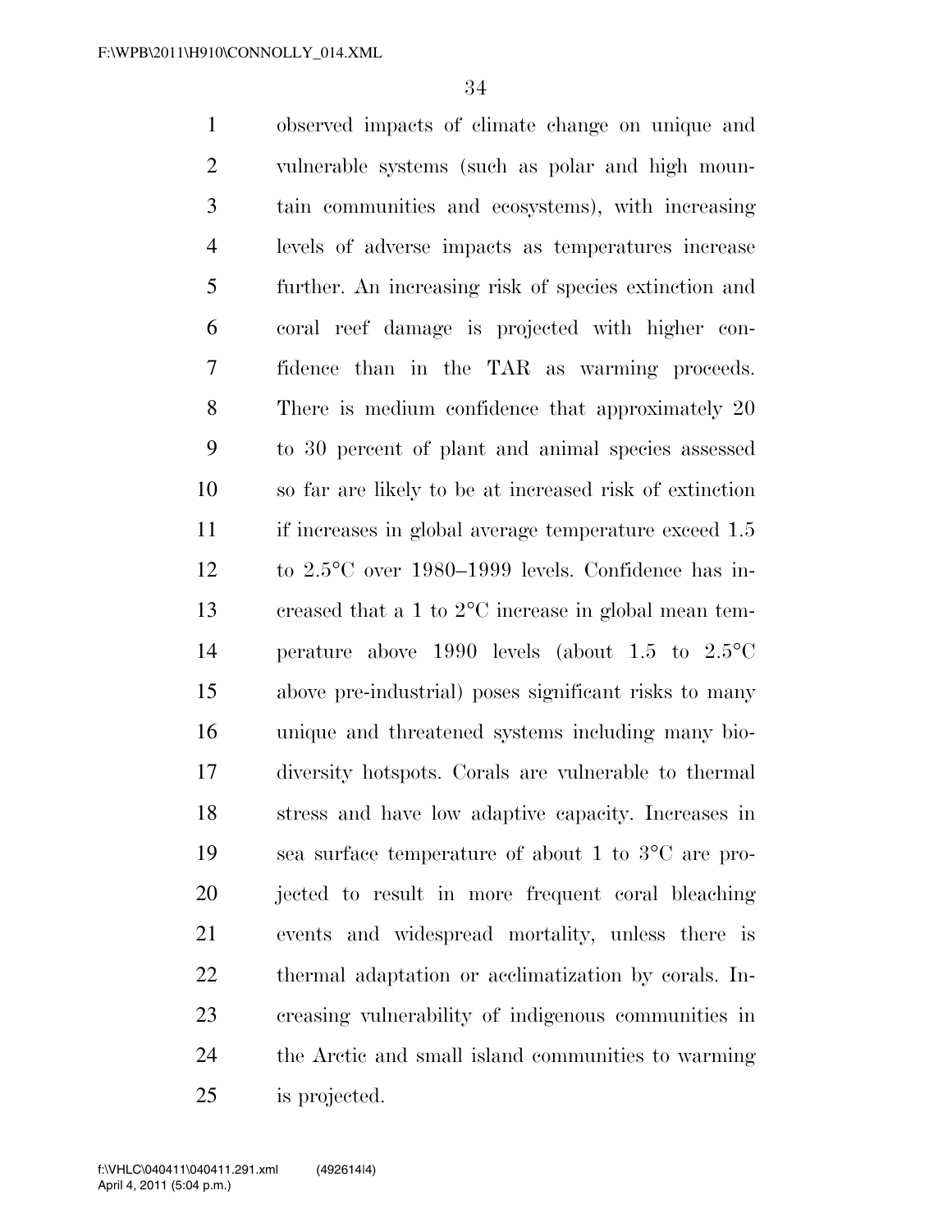observed impacts of climate change on unique and vulnerable systems (such as polar and high mountain communities and ecosystems), with increasing levels of adverse impacts as temperatures increase further. An increasing risk of species extinction and coral reef damage is projected with higher confidence than in the TAR as warming proceeds. There is medium confidence that approximately 20 to 30 percent of plant and animal species assessed so far are likely to be at increased risk of extinction if increases in global average temperature exceed 1.5 to 2.5°C over 1980–1999 levels. Confidence has increased that a 1 to 2°C increase in global mean temperature above 1990 levels (about 1.5 to 2.5°C above pre-industrial) poses significant risks to many unique and threatened systems including many biodiversity hotspots. Corals are vulnerable to thermal stress and have low adaptive capacity. Increases in sea surface temperature of about 1 to 3°C are projected to result in more frequent coral bleaching events and widespread mortality, unless there is thermal adaptation or acclimatization by corals. Increasing vulnerability of indigenous communities in the Arctic and small island communities to warming is projected.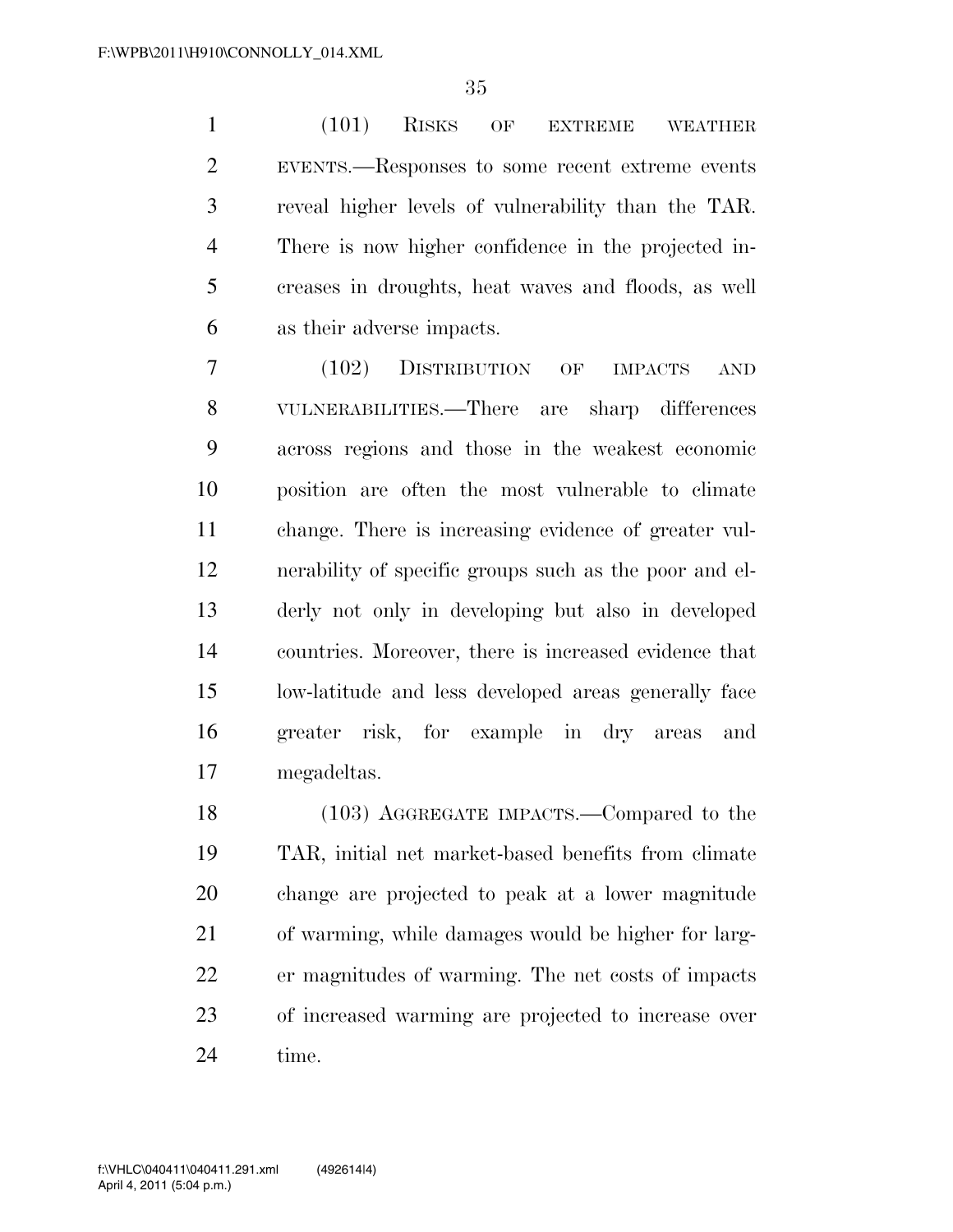(101) RISKS OF EXTREME WEATHER EVENTS.—Responses to some recent extreme events reveal higher levels of vulnerability than the TAR. There is now higher confidence in the projected increases in droughts, heat waves and floods, as well as their adverse impacts.

(102) DISTRIBUTION OF IMPACTS AND VULNERABILITIES.—There are sharp differences across regions and those in the weakest economic position are often the most vulnerable to climate change. There is increasing evidence of greater vulnerability of specific groups such as the poor and elderly not only in developing but also in developed countries. Moreover, there is increased evidence that low-latitude and less developed areas generally face greater risk, for example in dry areas and megadeltas.

(103) AGGREGATE IMPACTS.—Compared to the TAR, initial net market-based benefits from climate change are projected to peak at a lower magnitude of warming, while damages would be higher for larger magnitudes of warming. The net costs of impacts of increased warming are projected to increase over time.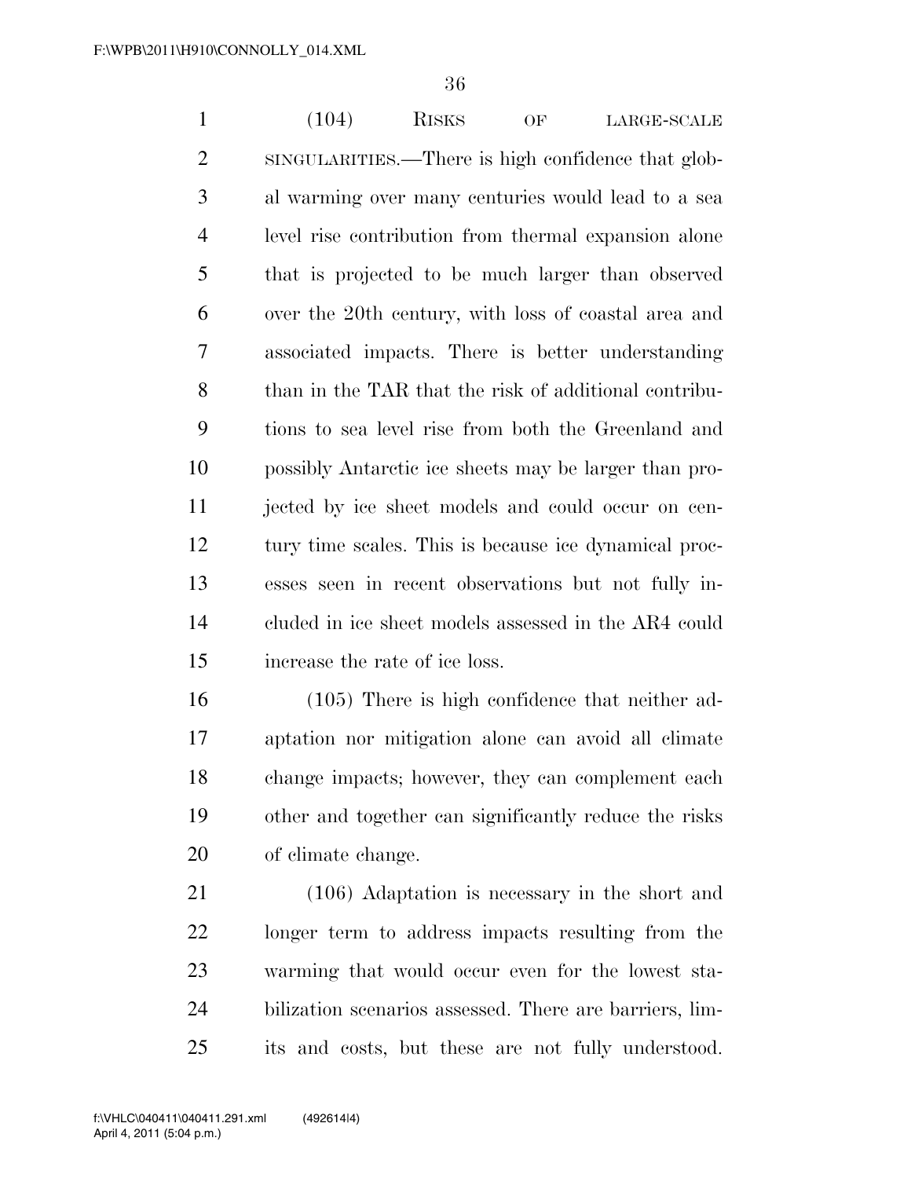(104) RISKS OF LARGE-SCALE SINGULARITIES.—There is high confidence that global warming over many centuries would lead to a sea level rise contribution from thermal expansion alone that is projected to be much larger than observed over the 20th century, with loss of coastal area and associated impacts. There is better understanding than in the TAR that the risk of additional contributions to sea level rise from both the Greenland and possibly Antarctic ice sheets may be larger than projected by ice sheet models and could occur on century time scales. This is because ice dynamical processes seen in recent observations but not fully included in ice sheet models assessed in the AR4 could increase the rate of ice loss.

(105) There is high confidence that neither adaptation nor mitigation alone can avoid all climate change impacts; however, they can complement each other and together can significantly reduce the risks of climate change.

(106) Adaptation is necessary in the short and longer term to address impacts resulting from the warming that would occur even for the lowest stabilization scenarios assessed. There are barriers, limits and costs, but these are not fully understood.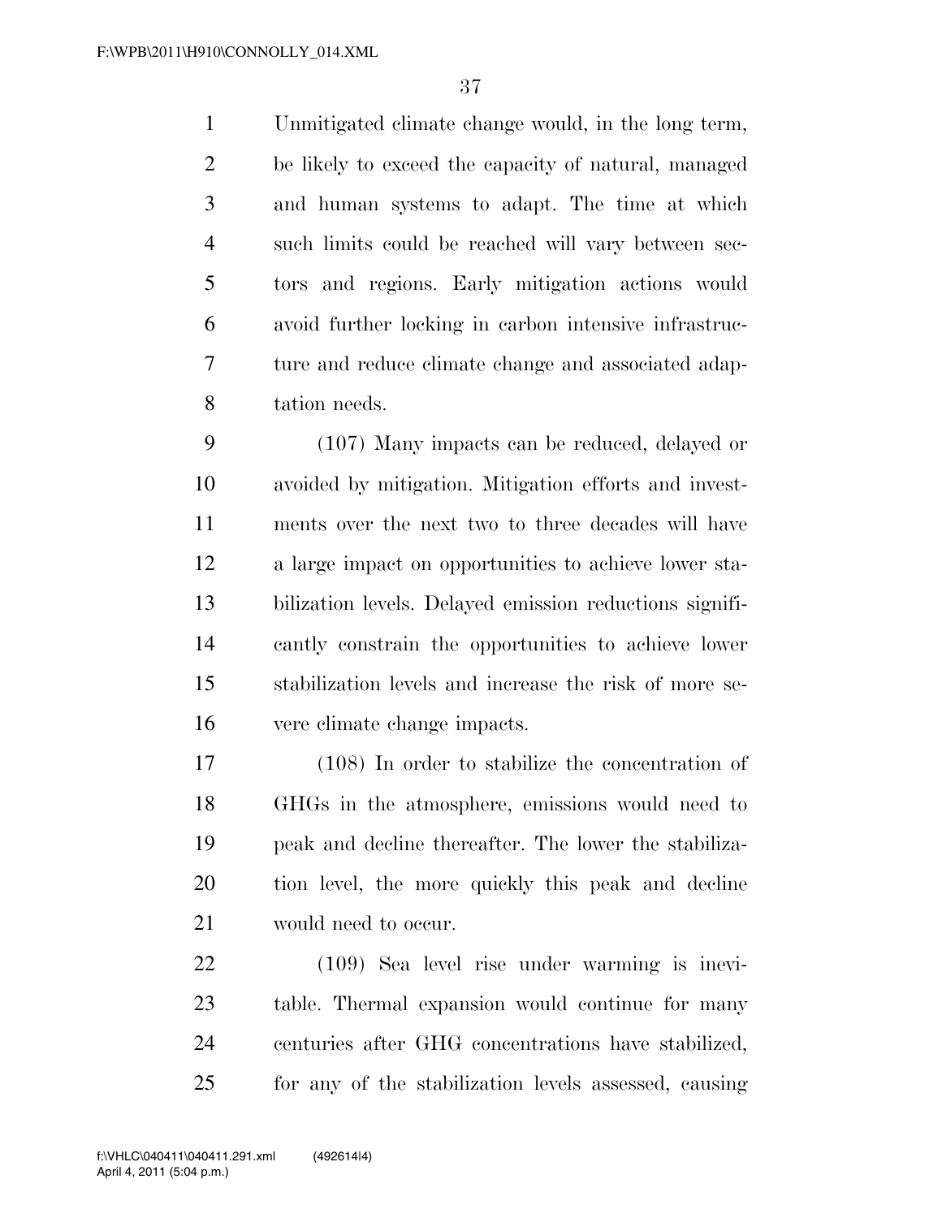Unmitigated climate change would, in the long term, be likely to exceed the capacity of natural, managed and human systems to adapt. The time at which such limits could be reached will vary between sectors and regions. Early mitigation actions would avoid further locking in carbon intensive infrastructure and reduce climate change and associated adaptation needs.

(107) Many impacts can be reduced, delayed or avoided by mitigation. Mitigation efforts and investments over the next two to three decades will have a large impact on opportunities to achieve lower stabilization levels. Delayed emission reductions significantly constrain the opportunities to achieve lower stabilization levels and increase the risk of more severe climate change impacts.

(108) In order to stabilize the concentration of GHGs in the atmosphere, emissions would need to peak and decline thereafter. The lower the stabilization level, the more quickly this peak and decline would need to occur.

(109) Sea level rise under warming is inevitable. Thermal expansion would continue for many centuries after GHG concentrations have stabilized, for any of the stabilization levels assessed, causing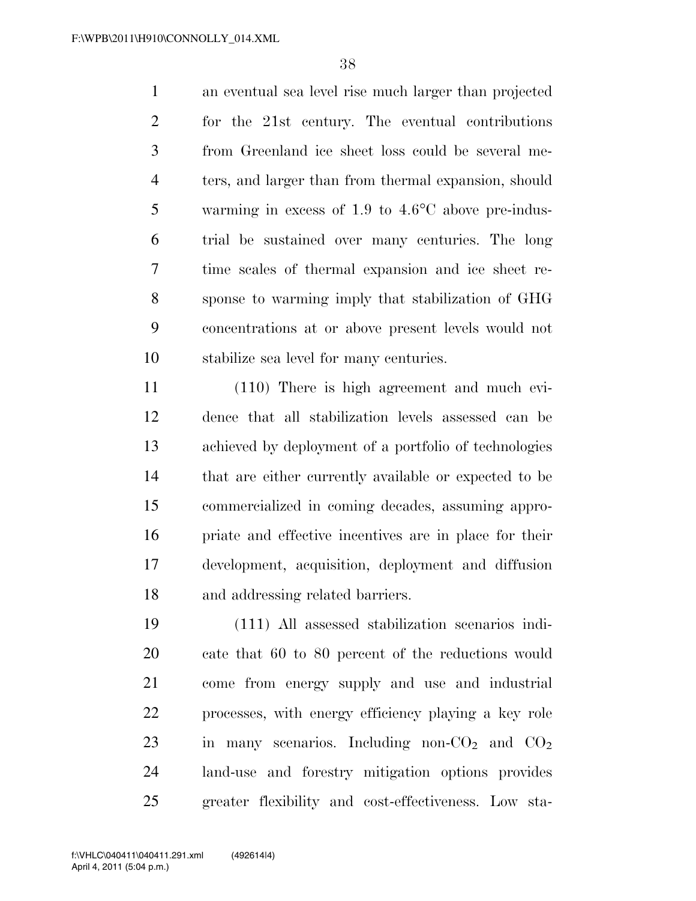an eventual sea level rise much larger than projected for the 21st century. The eventual contributions from Greenland ice sheet loss could be several meters, and larger than from thermal expansion, should warming in excess of 1.9 to 4.6°C above pre-industrial be sustained over many centuries. The long time scales of thermal expansion and ice sheet response to warming imply that stabilization of GHG concentrations at or above present levels would not stabilize sea level for many centuries.

(110) There is high agreement and much evidence that all stabilization levels assessed can be achieved by deployment of a portfolio of technologies that are either currently available or expected to be commercialized in coming decades, assuming appropriate and effective incentives are in place for their development, acquisition, deployment and diffusion and addressing related barriers.

(111) All assessed stabilization scenarios indicate that 60 to 80 percent of the reductions would come from energy supply and use and industrial processes, with energy efficiency playing a key role in many scenarios. Including non-$CO_2$ and $CO_2$ land-use and forestry mitigation options provides greater flexibility and cost-effectiveness. Low sta-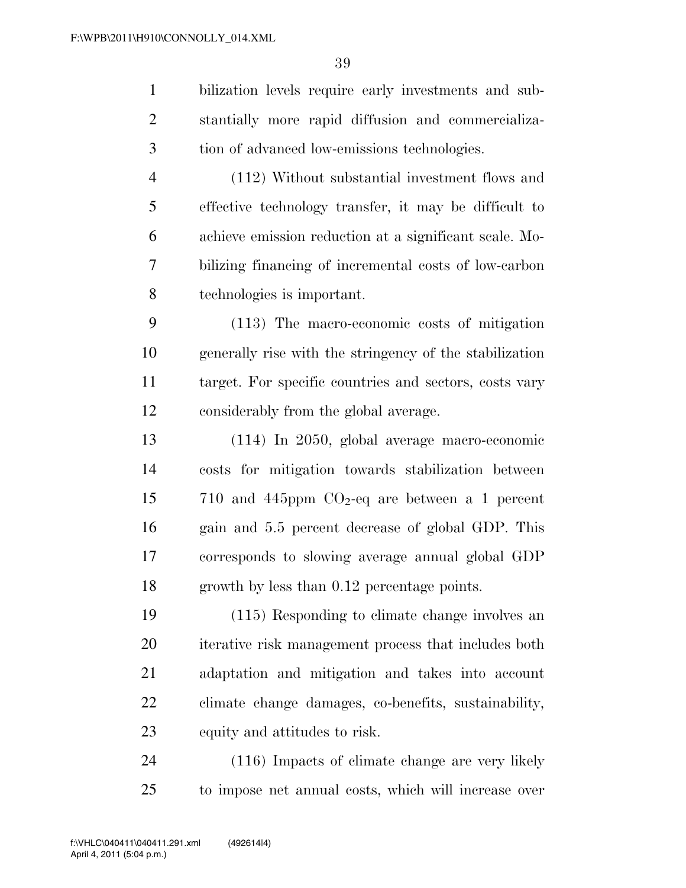bilization levels require early investments and substantially more rapid diffusion and commercialization of advanced low-emissions technologies.

(112) Without substantial investment flows and effective technology transfer, it may be difficult to achieve emission reduction at a significant scale. Mobilizing financing of incremental costs of low-carbon technologies is important.

(113) The macro-economic costs of mitigation generally rise with the stringency of the stabilization target. For specific countries and sectors, costs vary considerably from the global average.

(114) In 2050, global average macro-economic costs for mitigation towards stabilization between 710 and 445ppm $CO_2$-eq are between a 1 percent gain and 5.5 percent decrease of global GDP. This corresponds to slowing average annual global GDP growth by less than 0.12 percentage points.

(115) Responding to climate change involves an iterative risk management process that includes both adaptation and mitigation and takes into account climate change damages, co-benefits, sustainability, equity and attitudes to risk.

(116) Impacts of climate change are very likely to impose net annual costs, which will increase over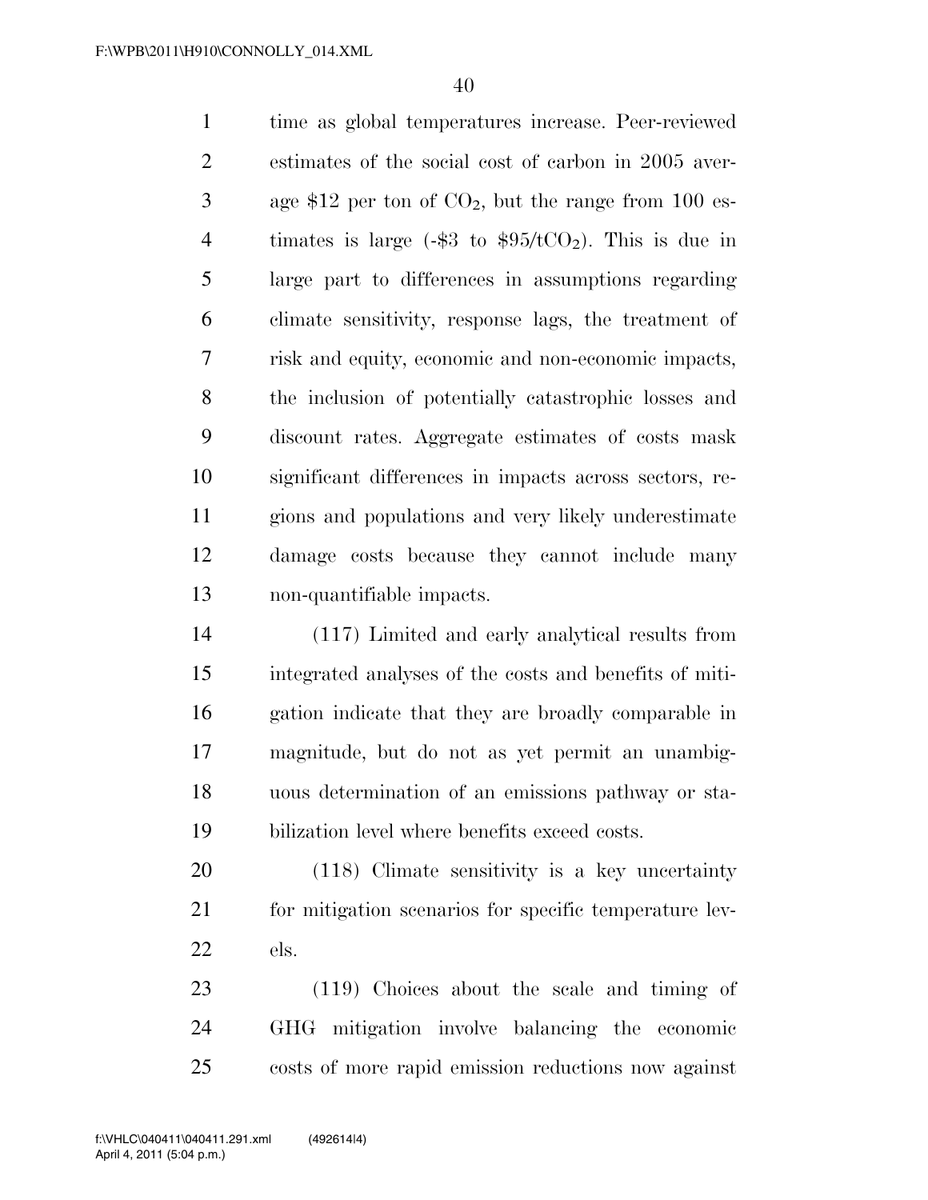time as global temperatures increase. Peer-reviewed estimates of the social cost of carbon in 2005 average $12 per ton of $CO_2$, but the range from 100 estimates is large (-$3 to $95/t$CO_2$). This is due in large part to differences in assumptions regarding climate sensitivity, response lags, the treatment of risk and equity, economic and non-economic impacts, the inclusion of potentially catastrophic losses and discount rates. Aggregate estimates of costs mask significant differences in impacts across sectors, regions and populations and very likely underestimate damage costs because they cannot include many non-quantifiable impacts.

(117) Limited and early analytical results from integrated analyses of the costs and benefits of mitigation indicate that they are broadly comparable in magnitude, but do not as yet permit an unambiguous determination of an emissions pathway or stabilization level where benefits exceed costs.

(118) Climate sensitivity is a key uncertainty for mitigation scenarios for specific temperature levels.

(119) Choices about the scale and timing of GHG mitigation involve balancing the economic costs of more rapid emission reductions now against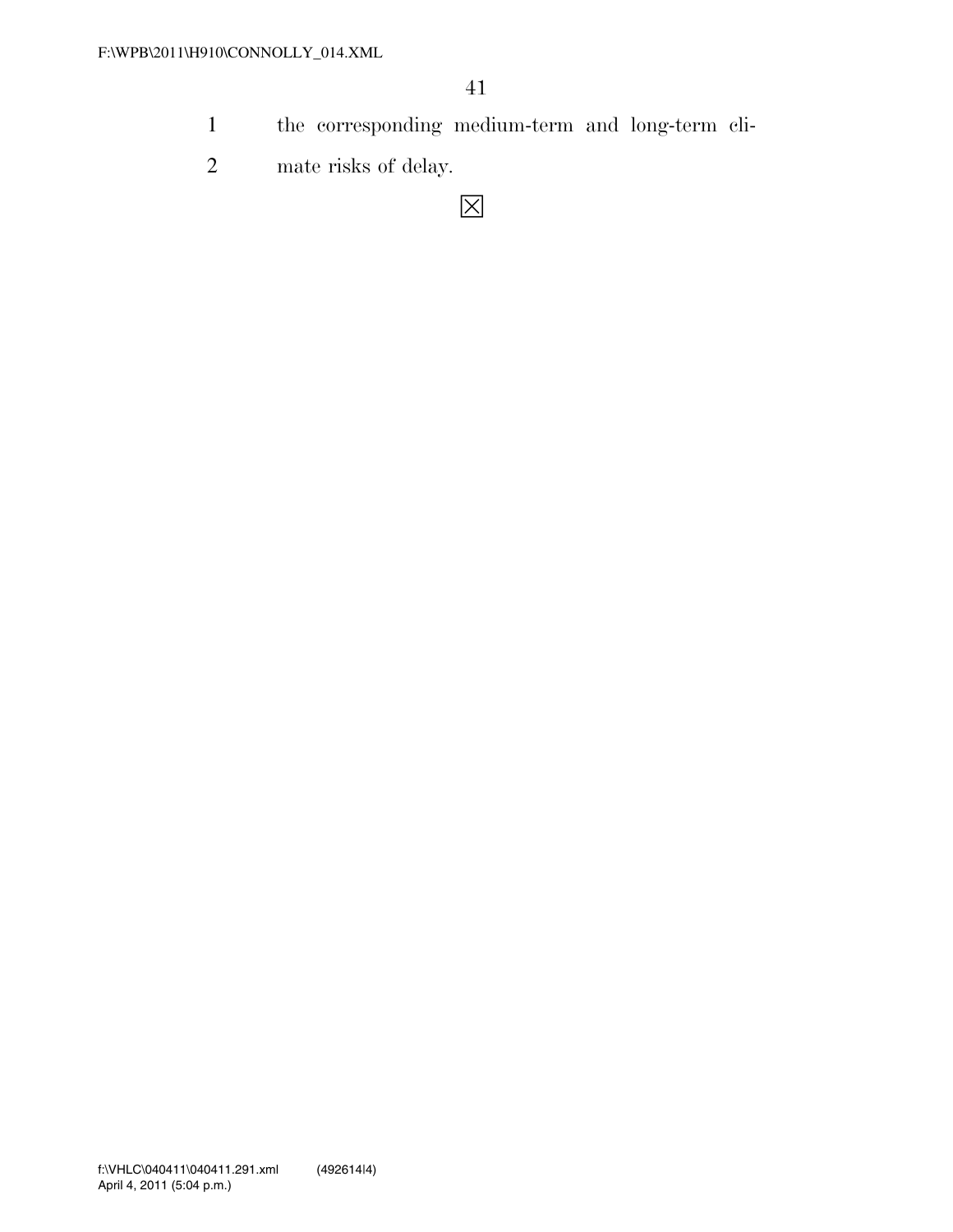the corresponding medium-term and long-term climate risks of delay.

☒